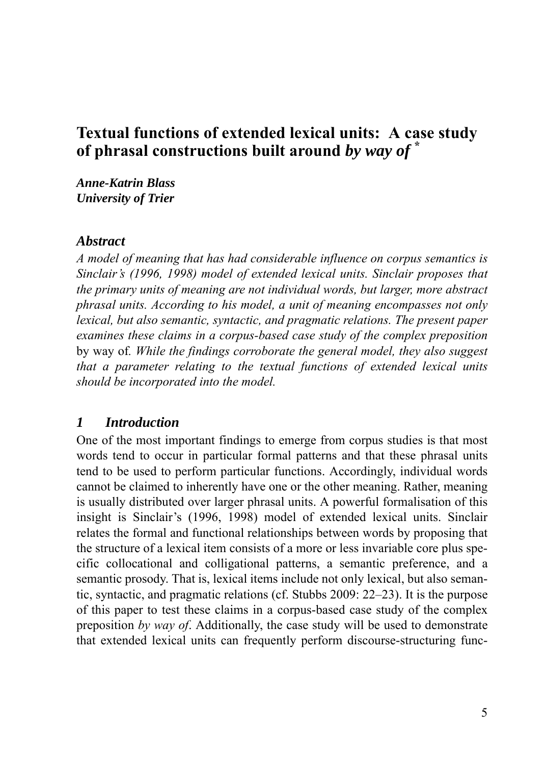# Textual functions of extended lexical units: A case study of phrasal constructions built around *by way of* [*]

***Anne-Katrin Blass***
***University of Trier***

## *Abstract*

*A model of meaning that has had considerable influence on corpus semantics is Sinclair's (1996, 1998) model of extended lexical units. Sinclair proposes that the primary units of meaning are not individual words, but larger, more abstract phrasal units. According to his model, a unit of meaning encompasses not only lexical, but also semantic, syntactic, and pragmatic relations. The present paper examines these claims in a corpus-based case study of the complex preposition* by way of*. While the findings corroborate the general model, they also suggest that a parameter relating to the textual functions of extended lexical units should be incorporated into the model.*

## *1 Introduction*

One of the most important findings to emerge from corpus studies is that most words tend to occur in particular formal patterns and that these phrasal units tend to be used to perform particular functions. Accordingly, individual words cannot be claimed to inherently have one or the other meaning. Rather, meaning is usually distributed over larger phrasal units. A powerful formalisation of this insight is Sinclair's (1996, 1998) model of extended lexical units. Sinclair relates the formal and functional relationships between words by proposing that the structure of a lexical item consists of a more or less invariable core plus specific collocational and colligational patterns, a semantic preference, and a semantic prosody. That is, lexical items include not only lexical, but also semantic, syntactic, and pragmatic relations (cf. Stubbs 2009: 22–23). It is the purpose of this paper to test these claims in a corpus-based case study of the complex preposition *by way of*. Additionally, the case study will be used to demonstrate that extended lexical units can frequently perform discourse-structuring func-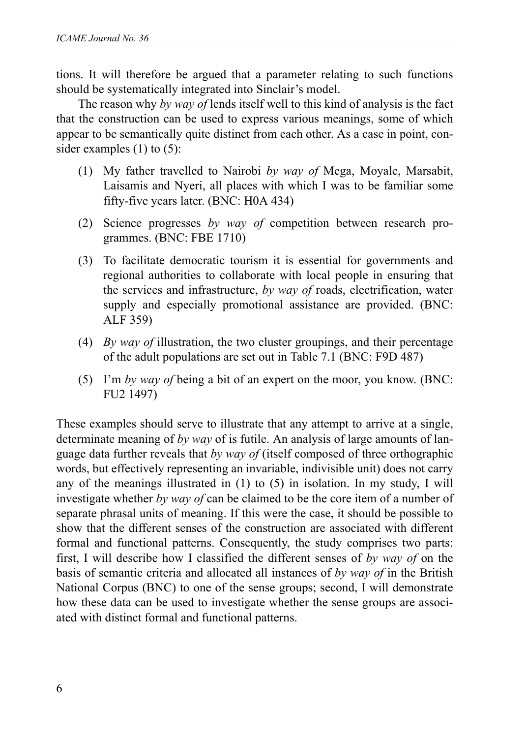tions. It will therefore be argued that a parameter relating to such functions should be systematically integrated into Sinclair's model.

The reason why *by way of* lends itself well to this kind of analysis is the fact that the construction can be used to express various meanings, some of which appear to be semantically quite distinct from each other. As a case in point, consider examples (1) to (5):

(1) My father travelled to Nairobi *by way of* Mega, Moyale, Marsabit, Laisamis and Nyeri, all places with which I was to be familiar some fifty-five years later. (BNC: H0A 434)

(2) Science progresses *by way of* competition between research programmes. (BNC: FBE 1710)

(3) To facilitate democratic tourism it is essential for governments and regional authorities to collaborate with local people in ensuring that the services and infrastructure, *by way of* roads, electrification, water supply and especially promotional assistance are provided. (BNC: ALF 359)

(4) *By way of* illustration, the two cluster groupings, and their percentage of the adult populations are set out in Table 7.1 (BNC: F9D 487)

(5) I'm *by way of* being a bit of an expert on the moor, you know. (BNC: FU2 1497)

These examples should serve to illustrate that any attempt to arrive at a single, determinate meaning of *by way* of is futile. An analysis of large amounts of language data further reveals that *by way of* (itself composed of three orthographic words, but effectively representing an invariable, indivisible unit) does not carry any of the meanings illustrated in (1) to (5) in isolation. In my study, I will investigate whether *by way of* can be claimed to be the core item of a number of separate phrasal units of meaning. If this were the case, it should be possible to show that the different senses of the construction are associated with different formal and functional patterns. Consequently, the study comprises two parts: first, I will describe how I classified the different senses of *by way of* on the basis of semantic criteria and allocated all instances of *by way of* in the British National Corpus (BNC) to one of the sense groups; second, I will demonstrate how these data can be used to investigate whether the sense groups are associated with distinct formal and functional patterns.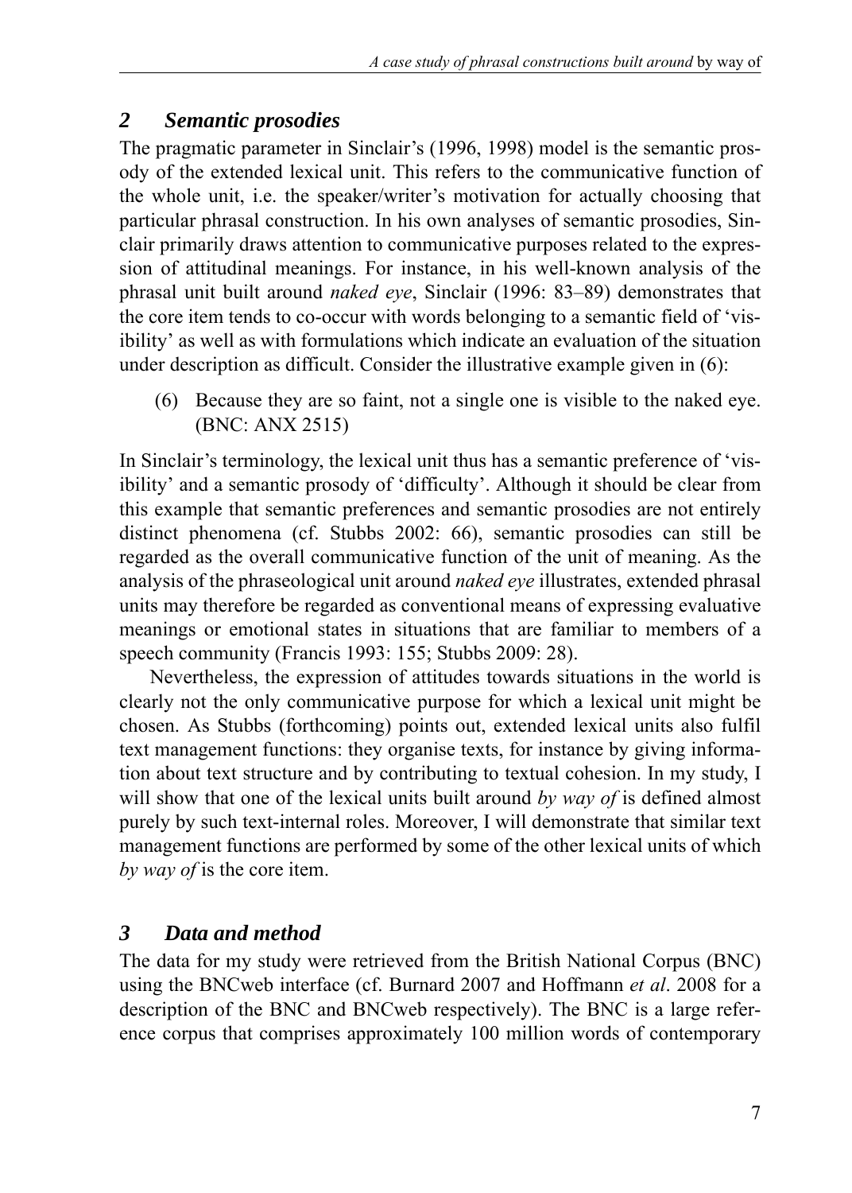## *2 Semantic prosodies*

The pragmatic parameter in Sinclair's (1996, 1998) model is the semantic prosody of the extended lexical unit. This refers to the communicative function of the whole unit, i.e. the speaker/writer's motivation for actually choosing that particular phrasal construction. In his own analyses of semantic prosodies, Sinclair primarily draws attention to communicative purposes related to the expression of attitudinal meanings. For instance, in his well-known analysis of the phrasal unit built around *naked eye*, Sinclair (1996: 83–89) demonstrates that the core item tends to co-occur with words belonging to a semantic field of 'visibility' as well as with formulations which indicate an evaluation of the situation under description as difficult. Consider the illustrative example given in (6):

(6) Because they are so faint, not a single one is visible to the naked eye. (BNC: ANX 2515)

In Sinclair's terminology, the lexical unit thus has a semantic preference of 'visibility' and a semantic prosody of 'difficulty'. Although it should be clear from this example that semantic preferences and semantic prosodies are not entirely distinct phenomena (cf. Stubbs 2002: 66), semantic prosodies can still be regarded as the overall communicative function of the unit of meaning. As the analysis of the phraseological unit around *naked eye* illustrates, extended phrasal units may therefore be regarded as conventional means of expressing evaluative meanings or emotional states in situations that are familiar to members of a speech community (Francis 1993: 155; Stubbs 2009: 28).

Nevertheless, the expression of attitudes towards situations in the world is clearly not the only communicative purpose for which a lexical unit might be chosen. As Stubbs (forthcoming) points out, extended lexical units also fulfil text management functions: they organise texts, for instance by giving information about text structure and by contributing to textual cohesion. In my study, I will show that one of the lexical units built around *by way of* is defined almost purely by such text-internal roles. Moreover, I will demonstrate that similar text management functions are performed by some of the other lexical units of which *by way of* is the core item.

## *3 Data and method*

The data for my study were retrieved from the British National Corpus (BNC) using the BNCweb interface (cf. Burnard 2007 and Hoffmann *et al*. 2008 for a description of the BNC and BNCweb respectively). The BNC is a large reference corpus that comprises approximately 100 million words of contemporary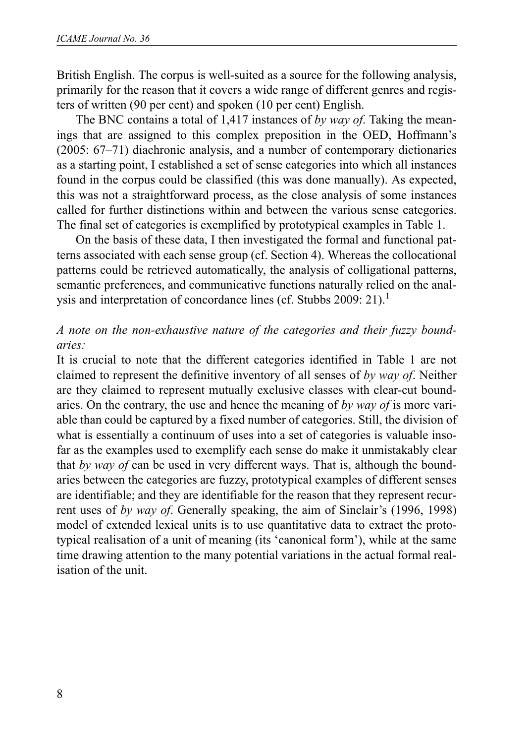British English. The corpus is well-suited as a source for the following analysis, primarily for the reason that it covers a wide range of different genres and registers of written (90 per cent) and spoken (10 per cent) English.

The BNC contains a total of 1,417 instances of *by way of*. Taking the meanings that are assigned to this complex preposition in the OED, Hoffmann's (2005: 67–71) diachronic analysis, and a number of contemporary dictionaries as a starting point, I established a set of sense categories into which all instances found in the corpus could be classified (this was done manually). As expected, this was not a straightforward process, as the close analysis of some instances called for further distinctions within and between the various sense categories. The final set of categories is exemplified by prototypical examples in Table 1.

On the basis of these data, I then investigated the formal and functional patterns associated with each sense group (cf. Section 4). Whereas the collocational patterns could be retrieved automatically, the analysis of colligational patterns, semantic preferences, and communicative functions naturally relied on the analysis and interpretation of concordance lines (cf. Stubbs 2009: 21).[1]

*A note on the non-exhaustive nature of the categories and their fuzzy boundaries:*

It is crucial to note that the different categories identified in Table 1 are not claimed to represent the definitive inventory of all senses of *by way of*. Neither are they claimed to represent mutually exclusive classes with clear-cut boundaries. On the contrary, the use and hence the meaning of *by way of* is more variable than could be captured by a fixed number of categories. Still, the division of what is essentially a continuum of uses into a set of categories is valuable insofar as the examples used to exemplify each sense do make it unmistakably clear that *by way of* can be used in very different ways. That is, although the boundaries between the categories are fuzzy, prototypical examples of different senses are identifiable; and they are identifiable for the reason that they represent recurrent uses of *by way of*. Generally speaking, the aim of Sinclair's (1996, 1998) model of extended lexical units is to use quantitative data to extract the prototypical realisation of a unit of meaning (its 'canonical form'), while at the same time drawing attention to the many potential variations in the actual formal realisation of the unit.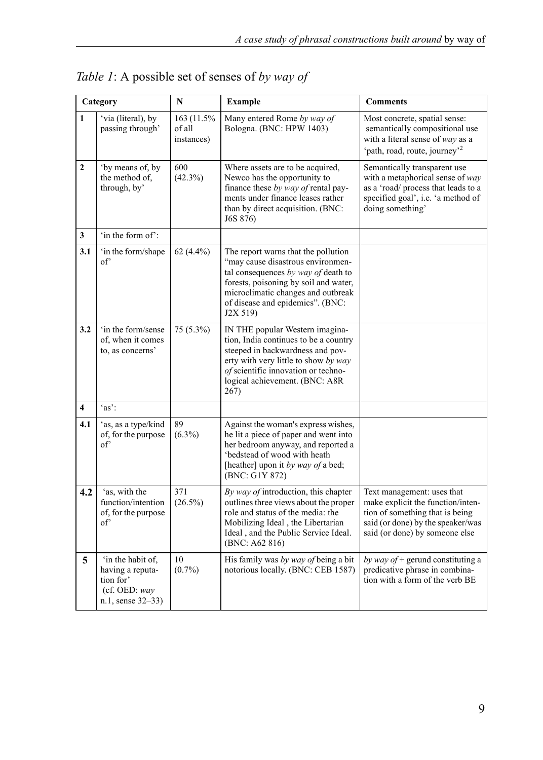*Table 1*: A possible set of senses of *by way of*

| Category | | N | Example | Comments |
|---|---|---|---|---|
| 1 | 'via (literal), by passing through' | 163 (11.5% of all instances) | Many entered Rome *by way of* Bologna. (BNC: HPW 1403) | Most concrete, spatial sense: semantically compositional use with a literal sense of *way* as a 'path, road, route, journey'[2] |
| 2 | 'by means of, by the method of, through, by' | 600 (42.3%) | Where assets are to be acquired, Newco has the opportunity to finance these *by way of* rental payments under finance leases rather than by direct acquisition. (BNC: J6S 876) | Semantically transparent use with a metaphorical sense of *way* as a 'road/ process that leads to a specified goal', i.e. 'a method of doing something' |
| 3 | 'in the form of': | | | |
| 3.1 | 'in the form/shape of' | 62 (4.4%) | The report warns that the pollution "may cause disastrous environmental consequences *by way of* death to forests, poisoning by soil and water, microclimatic changes and outbreak of disease and epidemics". (BNC: J2X 519) | |
| 3.2 | 'in the form/sense of, when it comes to, as concerns' | 75 (5.3%) | IN THE popular Western imagination, India continues to be a country steeped in backwardness and poverty with very little to show *by way of* scientific innovation or technological achievement. (BNC: A8R 267) | |
| 4 | 'as': | | | |
| 4.1 | 'as, as a type/kind of, for the purpose of' | 89 (6.3%) | Against the woman's express wishes, he lit a piece of paper and went into her bedroom anyway, and reported a 'bedstead of wood with heath [heather] upon it *by way of* a bed; (BNC: G1Y 872) | |
| 4.2 | 'as, with the function/intention of, for the purpose of' | 371 (26.5%) | *By way of* introduction, this chapter outlines three views about the proper role and status of the media: the Mobilizing Ideal , the Libertarian Ideal , and the Public Service Ideal. (BNC: A62 816) | Text management: uses that make explicit the function/intention of something that is being said (or done) by the speaker/was said (or done) by someone else |
| 5 | 'in the habit of, having a reputation for' (cf. OED: *way* n.1, sense 32–33) | 10 (0.7%) | His family was *by way of* being a bit notorious locally. (BNC: CEB 1587) | *by way of* + gerund constituting a predicative phrase in combination with a form of the verb BE |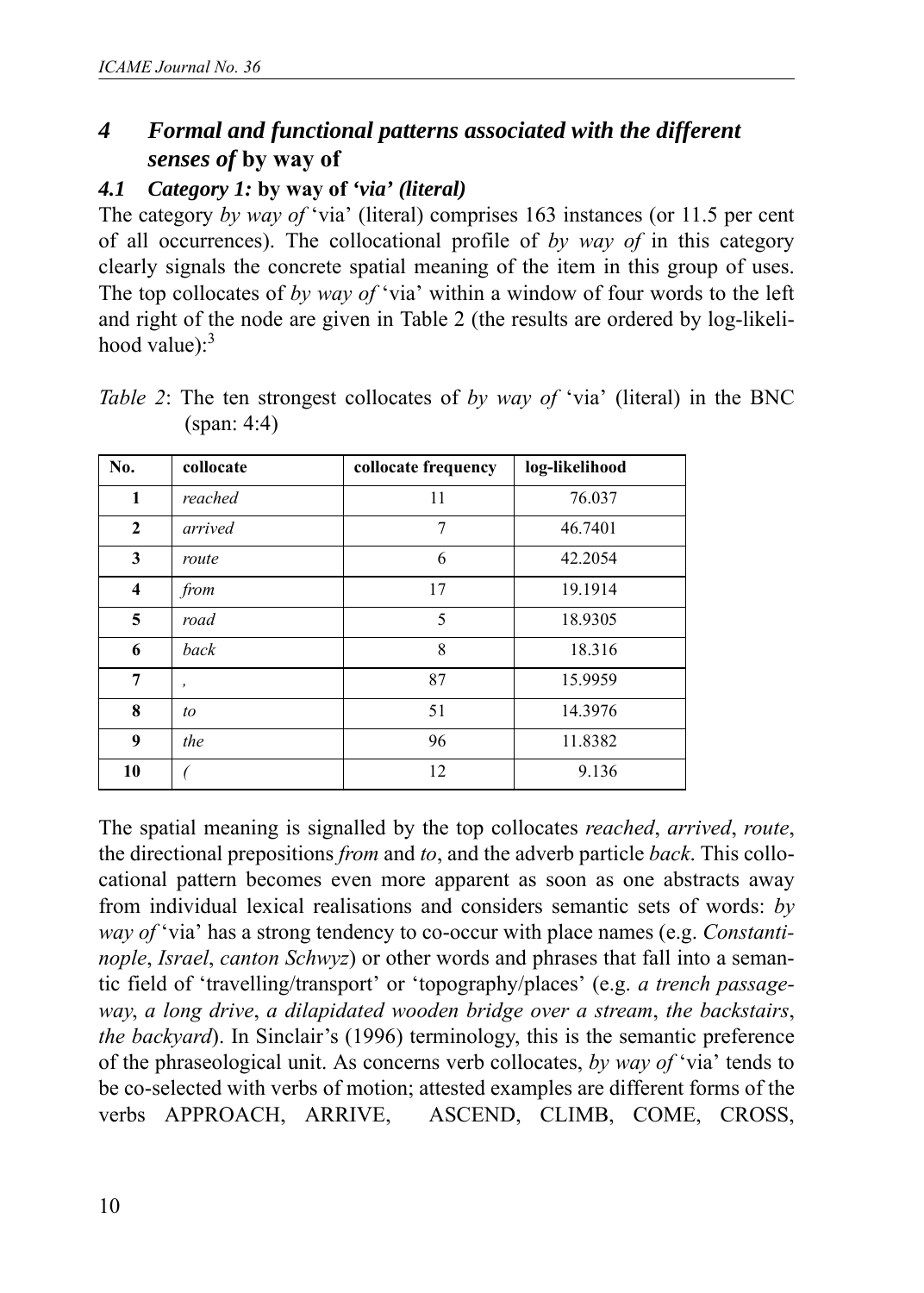## *4 Formal and functional patterns associated with the different senses of* by way of

### *4.1 Category 1:* by way of *'via' (literal)*

The category *by way of* 'via' (literal) comprises 163 instances (or 11.5 per cent of all occurrences). The collocational profile of *by way of* in this category clearly signals the concrete spatial meaning of the item in this group of uses. The top collocates of *by way of* 'via' within a window of four words to the left and right of the node are given in Table 2 (the results are ordered by log-likelihood value):[3]

*Table 2*: The ten strongest collocates of *by way of* 'via' (literal) in the BNC (span: 4:4)

| No. | collocate | collocate frequency | log-likelihood |
|---|---|---|---|
| 1 | *reached* | 11 | 76.037 |
| 2 | *arrived* | 7 | 46.7401 |
| 3 | *route* | 6 | 42.2054 |
| 4 | *from* | 17 | 19.1914 |
| 5 | *road* | 5 | 18.9305 |
| 6 | *back* | 8 | 18.316 |
| 7 | *,* | 87 | 15.9959 |
| 8 | *to* | 51 | 14.3976 |
| 9 | *the* | 96 | 11.8382 |
| 10 | *(* | 12 | 9.136 |

The spatial meaning is signalled by the top collocates *reached*, *arrived*, *route*, the directional prepositions *from* and *to*, and the adverb particle *back*. This collocational pattern becomes even more apparent as soon as one abstracts away from individual lexical realisations and considers semantic sets of words: *by way of* 'via' has a strong tendency to co-occur with place names (e.g. *Constantinople*, *Israel*, *canton Schwyz*) or other words and phrases that fall into a semantic field of 'travelling/transport' or 'topography/places' (e.g. *a trench passageway*, *a long drive*, *a dilapidated wooden bridge over a stream*, *the backstairs*, *the backyard*). In Sinclair's (1996) terminology, this is the semantic preference of the phraseological unit. As concerns verb collocates, *by way of* 'via' tends to be co-selected with verbs of motion; attested examples are different forms of the verbs APPROACH, ARRIVE, ASCEND, CLIMB, COME, CROSS,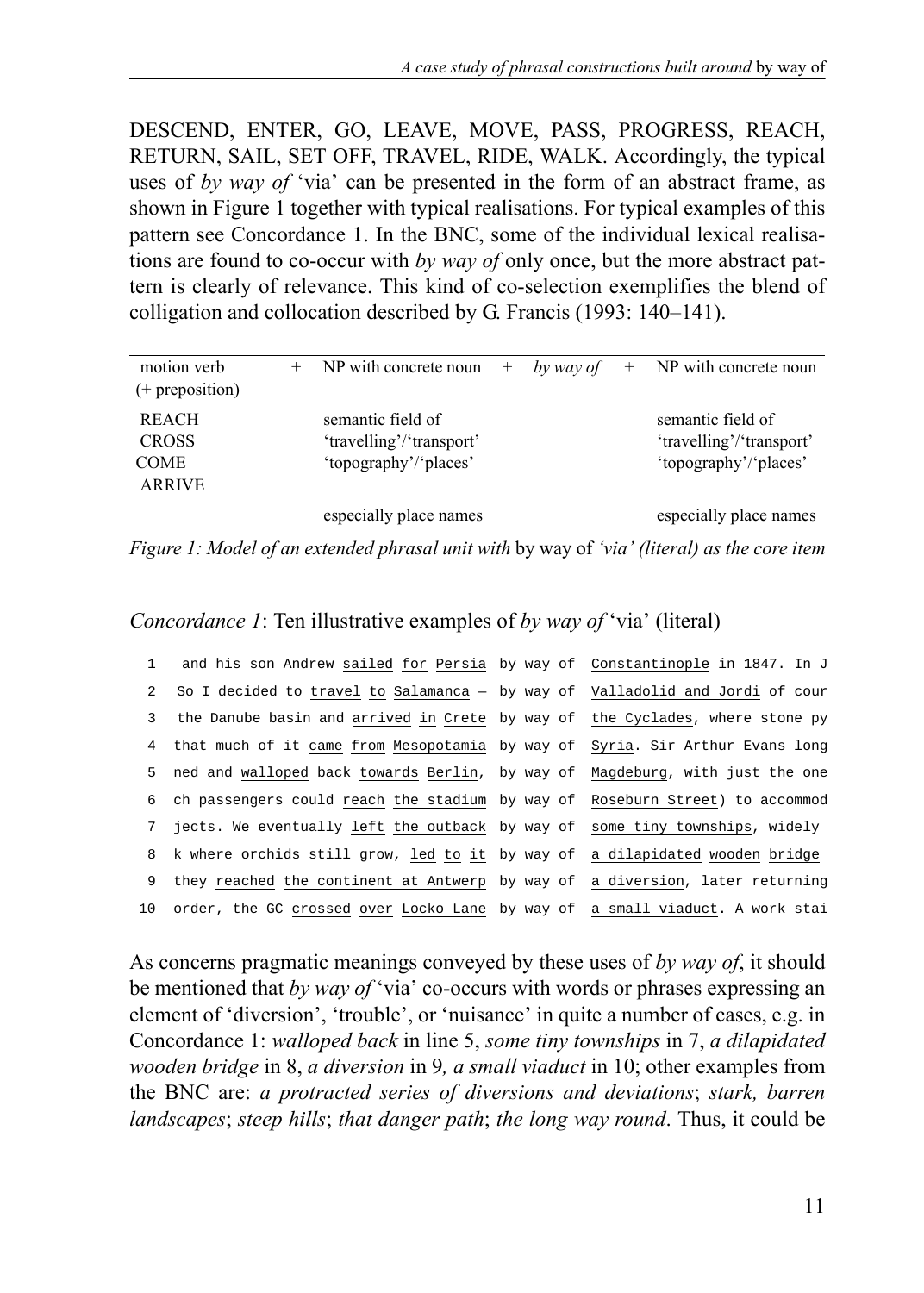DESCEND, ENTER, GO, LEAVE, MOVE, PASS, PROGRESS, REACH, RETURN, SAIL, SET OFF, TRAVEL, RIDE, WALK. Accordingly, the typical uses of *by way of* 'via' can be presented in the form of an abstract frame, as shown in Figure 1 together with typical realisations. For typical examples of this pattern see Concordance 1. In the BNC, some of the individual lexical realisations are found to co-occur with *by way of* only once, but the more abstract pattern is clearly of relevance. This kind of co-selection exemplifies the blend of colligation and collocation described by G. Francis (1993: 140–141).

| motion verb (+ preposition) | + | NP with concrete noun | + | *by way of* | + | NP with concrete noun |
|---|---|---|---|---|---|---|
| REACH<br>CROSS<br>COME<br>ARRIVE | | semantic field of<br>'travelling'/'transport'<br>'topography'/'places' | | | | semantic field of<br>'travelling'/'transport'<br>'topography'/'places' |
| | | especially place names | | | | especially place names |

*Figure 1: Model of an extended phrasal unit with* by way of *'via' (literal) as the core item*

*Concordance 1*: Ten illustrative examples of *by way of* 'via' (literal)

```
 1  and his son Andrew sailed for Persia  by way of  Constantinople in 1847. In J
 2  So I decided to travel to Salamanca —  by way of  Valladolid and Jordi of cour
 3  the Danube basin and arrived in Crete  by way of  the Cyclades, where stone py
 4  that much of it came from Mesopotamia  by way of  Syria. Sir Arthur Evans long
 5  ned and walloped back towards Berlin,  by way of  Magdeburg, with just the one
 6  ch passengers could reach the stadium  by way of  Roseburn Street) to accommod
 7  jects. We eventually left the outback  by way of  some tiny townships, widely
 8  k where orchids still grow, led to it  by way of  a dilapidated wooden bridge
 9  they reached the continent at Antwerp  by way of  a diversion, later returning
10  order, the GC crossed over Locko Lane  by way of  a small viaduct. A work stai
```

As concerns pragmatic meanings conveyed by these uses of *by way of*, it should be mentioned that *by way of* 'via' co-occurs with words or phrases expressing an element of 'diversion', 'trouble', or 'nuisance' in quite a number of cases, e.g. in Concordance 1: *walloped back* in line 5, *some tiny townships* in 7, *a dilapidated wooden bridge* in 8, *a diversion* in 9*, a small viaduct* in 10; other examples from the BNC are: *a protracted series of diversions and deviations*; *stark, barren landscapes*; *steep hills*; *that danger path*; *the long way round*. Thus, it could be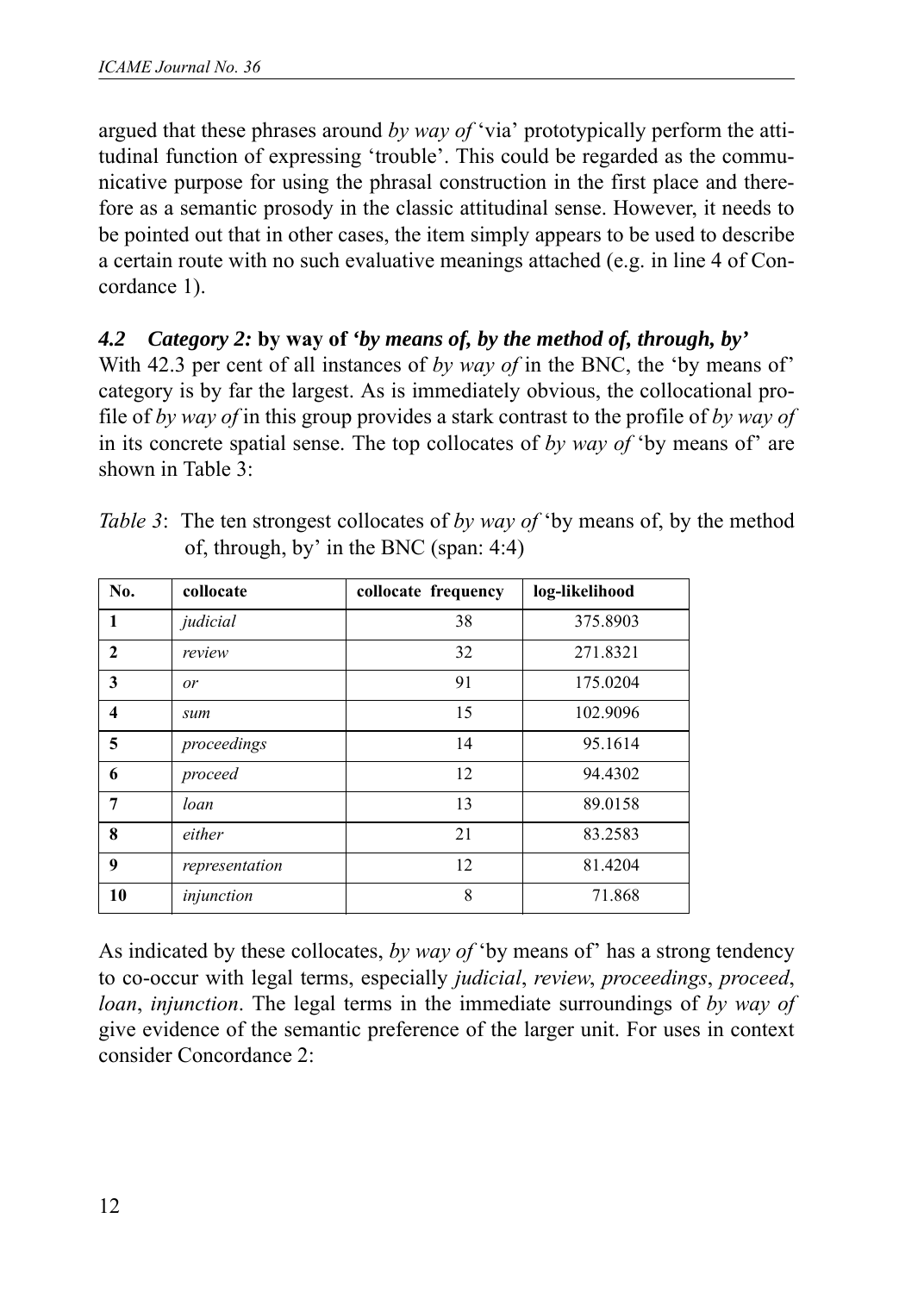argued that these phrases around *by way of* 'via' prototypically perform the attitudinal function of expressing 'trouble'. This could be regarded as the communicative purpose for using the phrasal construction in the first place and therefore as a semantic prosody in the classic attitudinal sense. However, it needs to be pointed out that in other cases, the item simply appears to be used to describe a certain route with no such evaluative meanings attached (e.g. in line 4 of Concordance 1).

### *4.2 Category 2:* by way of *'by means of, by the method of, through, by'*

With 42.3 per cent of all instances of *by way of* in the BNC, the 'by means of' category is by far the largest. As is immediately obvious, the collocational profile of *by way of* in this group provides a stark contrast to the profile of *by way of* in its concrete spatial sense. The top collocates of *by way of* 'by means of' are shown in Table 3:

*Table 3*: The ten strongest collocates of *by way of* 'by means of, by the method of, through, by' in the BNC (span: 4:4)

| No. | collocate | collocate frequency | log-likelihood |
|---|---|---|---|
| 1 | *judicial* | 38 | 375.8903 |
| 2 | *review* | 32 | 271.8321 |
| 3 | *or* | 91 | 175.0204 |
| 4 | *sum* | 15 | 102.9096 |
| 5 | *proceedings* | 14 | 95.1614 |
| 6 | *proceed* | 12 | 94.4302 |
| 7 | *loan* | 13 | 89.0158 |
| 8 | *either* | 21 | 83.2583 |
| 9 | *representation* | 12 | 81.4204 |
| 10 | *injunction* | 8 | 71.868 |

As indicated by these collocates, *by way of* 'by means of' has a strong tendency to co-occur with legal terms, especially *judicial*, *review*, *proceedings*, *proceed*, *loan*, *injunction*. The legal terms in the immediate surroundings of *by way of* give evidence of the semantic preference of the larger unit. For uses in context consider Concordance 2: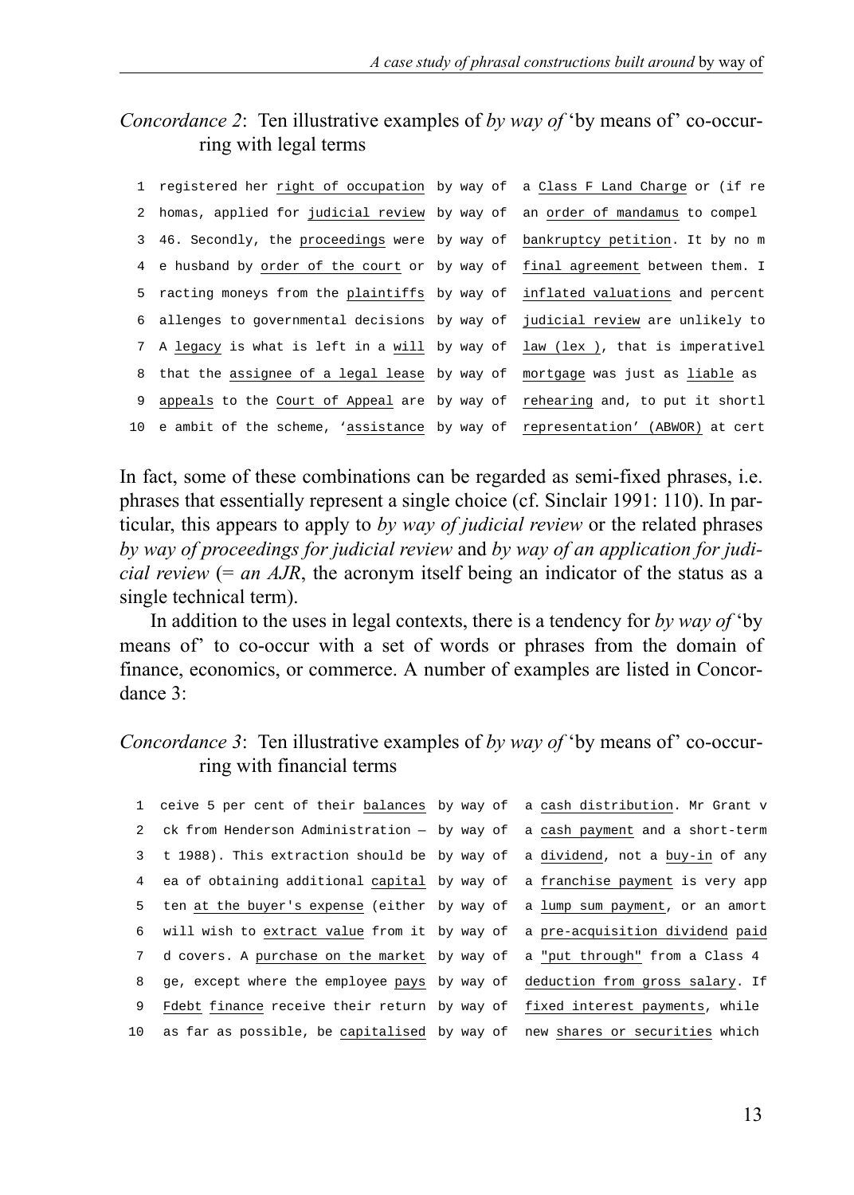*Concordance 2*: Ten illustrative examples of *by way of* 'by means of' co-occurring with legal terms

```
 1  registered her right of occupation  by way of  a Class F Land Charge or (if re
 2  homas, applied for judicial review  by way of  an order of mandamus to compel
 3  46. Secondly, the proceedings were  by way of  bankruptcy petition. It by no m
 4  e husband by order of the court or  by way of  final agreement between them. I
 5  racting moneys from the plaintiffs  by way of  inflated valuations and percent
 6  allenges to governmental decisions  by way of  judicial review are unlikely to
 7  A legacy is what is left in a will  by way of  law (lex ), that is imperativel
 8  that the assignee of a legal lease  by way of  mortgage was just as liable as
 9  appeals to the Court of Appeal are  by way of  rehearing and, to put it shortl
10  e ambit of the scheme, 'assistance  by way of  representation' (ABWOR) at cert
```

In fact, some of these combinations can be regarded as semi-fixed phrases, i.e. phrases that essentially represent a single choice (cf. Sinclair 1991: 110). In particular, this appears to apply to *by way of judicial review* or the related phrases *by way of proceedings for judicial review* and *by way of an application for judicial review* (= *an AJR*, the acronym itself being an indicator of the status as a single technical term).

In addition to the uses in legal contexts, there is a tendency for *by way of* 'by means of' to co-occur with a set of words or phrases from the domain of finance, economics, or commerce. A number of examples are listed in Concordance 3:

*Concordance 3*: Ten illustrative examples of *by way of* 'by means of' co-occurring with financial terms

```
 1  ceive 5 per cent of their balances  by way of  a cash distribution. Mr Grant v
 2  ck from Henderson Administration —  by way of  a cash payment and a short-term
 3  t 1988). This extraction should be  by way of  a dividend, not a buy-in of any
 4  ea of obtaining additional capital  by way of  a franchise payment is very app
 5  ten at the buyer's expense (either  by way of  a lump sum payment, or an amort
 6  will wish to extract value from it  by way of  a pre-acquisition dividend paid
 7  d covers. A purchase on the market  by way of  a "put through" from a Class 4
 8  ge, except where the employee pays  by way of  deduction from gross salary. If
 9  Fdebt finance receive their return  by way of  fixed interest payments, while
10  as far as possible, be capitalised  by way of  new shares or securities which
```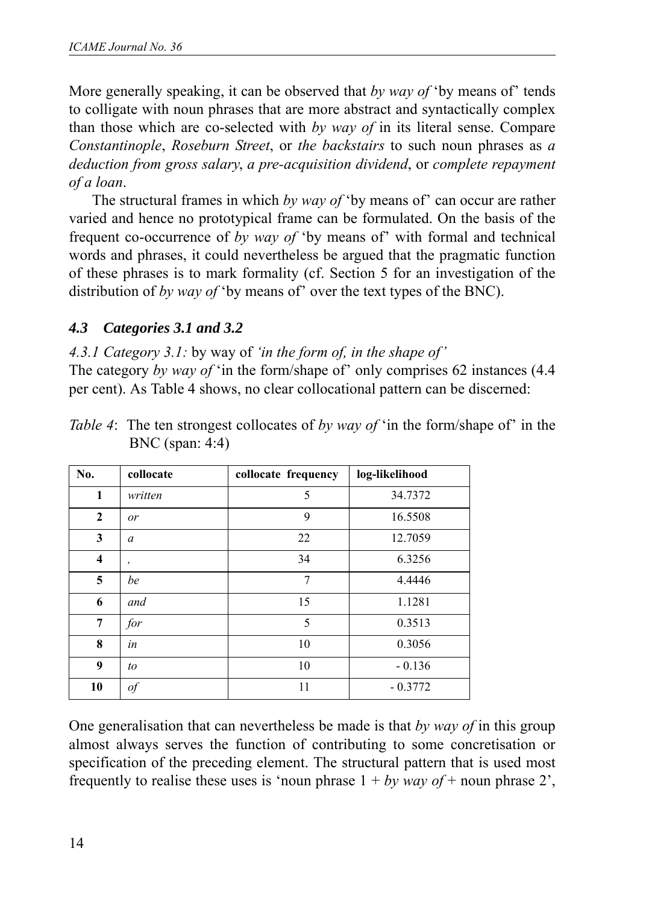More generally speaking, it can be observed that *by way of* 'by means of' tends to colligate with noun phrases that are more abstract and syntactically complex than those which are co-selected with *by way of* in its literal sense. Compare *Constantinople*, *Roseburn Street*, or *the backstairs* to such noun phrases as *a deduction from gross salary*, *a pre-acquisition dividend*, or *complete repayment of a loan*.

The structural frames in which *by way of* 'by means of' can occur are rather varied and hence no prototypical frame can be formulated. On the basis of the frequent co-occurrence of *by way of* 'by means of' with formal and technical words and phrases, it could nevertheless be argued that the pragmatic function of these phrases is to mark formality (cf. Section 5 for an investigation of the distribution of *by way of* 'by means of' over the text types of the BNC).

### *4.3 Categories 3.1 and 3.2*

*4.3.1 Category 3.1:* by way of *'in the form of, in the shape of'*

The category *by way of* 'in the form/shape of' only comprises 62 instances (4.4 per cent). As Table 4 shows, no clear collocational pattern can be discerned:

*Table 4*: The ten strongest collocates of *by way of* 'in the form/shape of' in the BNC (span: 4:4)

| No. | collocate | collocate frequency | log-likelihood |
|---|---|---|---|
| 1 | *written* | 5 | 34.7372 |
| 2 | *or* | 9 | 16.5508 |
| 3 | *a* | 22 | 12.7059 |
| 4 | *,* | 34 | 6.3256 |
| 5 | *be* | 7 | 4.4446 |
| 6 | *and* | 15 | 1.1281 |
| 7 | *for* | 5 | 0.3513 |
| 8 | *in* | 10 | 0.3056 |
| 9 | *to* | 10 | - 0.136 |
| 10 | *of* | 11 | - 0.3772 |

One generalisation that can nevertheless be made is that *by way of* in this group almost always serves the function of contributing to some concretisation or specification of the preceding element. The structural pattern that is used most frequently to realise these uses is 'noun phrase 1 + *by way of* + noun phrase 2',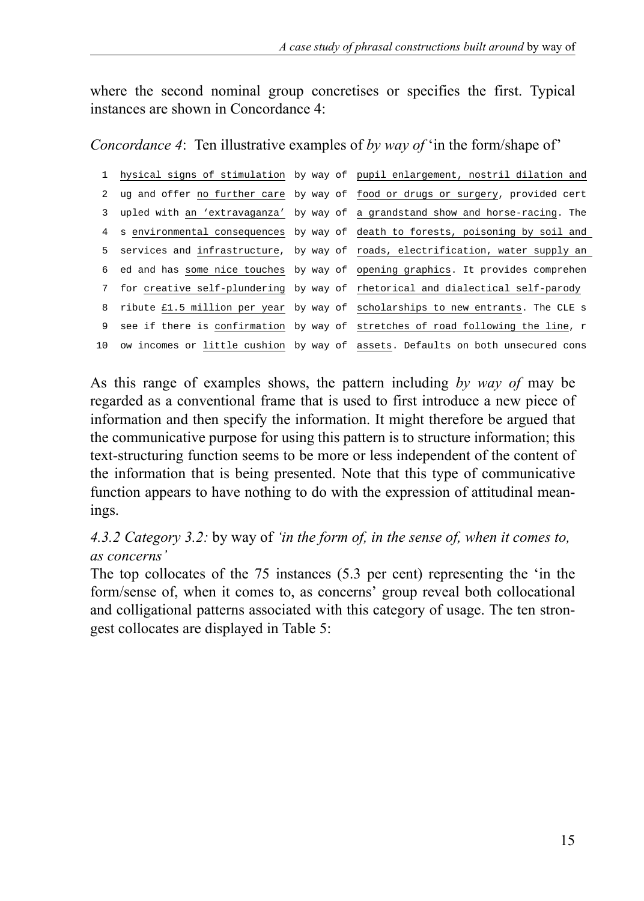where the second nominal group concretises or specifies the first. Typical instances are shown in Concordance 4:

*Concordance 4*: Ten illustrative examples of *by way of* 'in the form/shape of'

```
 1  hysical signs of stimulation  by way of  pupil enlargement, nostril dilation and
 2  ug and offer no further care  by way of  food or drugs or surgery, provided cert
 3  upled with an 'extravaganza'  by way of  a grandstand show and horse-racing. The
 4  s environmental consequences  by way of  death to forests, poisoning by soil and
 5  services and infrastructure,  by way of  roads, electrification, water supply an
 6  ed and has some nice touches  by way of  opening graphics. It provides comprehen
 7  for creative self-plundering  by way of  rhetorical and dialectical self-parody
 8  ribute £1.5 million per year  by way of  scholarships to new entrants. The CLE s
 9  see if there is confirmation  by way of  stretches of road following the line, r
10  ow incomes or little cushion  by way of  assets. Defaults on both unsecured cons
```

As this range of examples shows, the pattern including *by way of* may be regarded as a conventional frame that is used to first introduce a new piece of information and then specify the information. It might therefore be argued that the communicative purpose for using this pattern is to structure information; this text-structuring function seems to be more or less independent of the content of the information that is being presented. Note that this type of communicative function appears to have nothing to do with the expression of attitudinal meanings.

### *4.3.2 Category 3.2:* by way of *'in the form of, in the sense of, when it comes to, as concerns'*

The top collocates of the 75 instances (5.3 per cent) representing the 'in the form/sense of, when it comes to, as concerns' group reveal both collocational and colligational patterns associated with this category of usage. The ten strongest collocates are displayed in Table 5: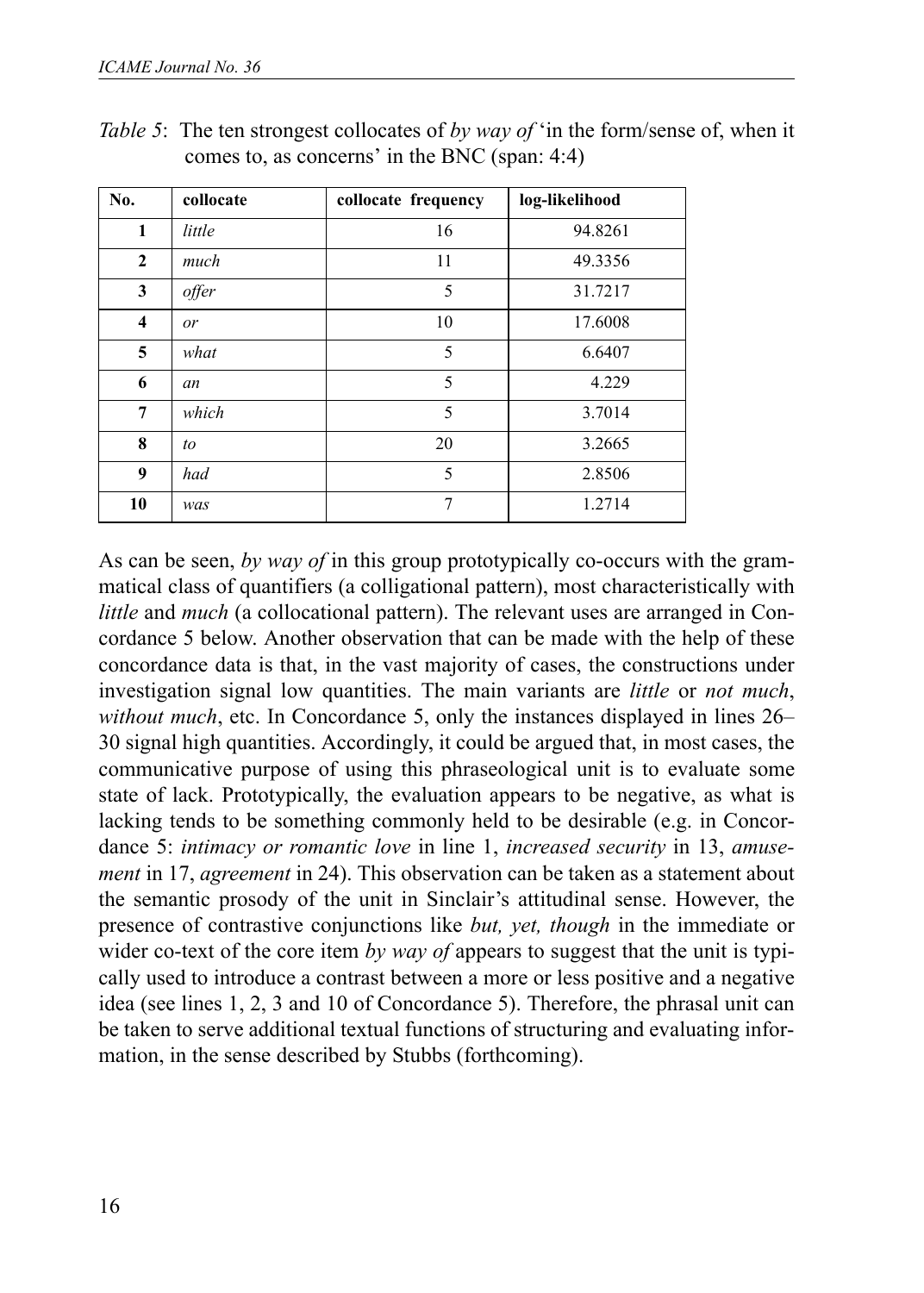*Table 5*: The ten strongest collocates of *by way of* 'in the form/sense of, when it comes to, as concerns' in the BNC (span: 4:4)

| No. | collocate | collocate frequency | log-likelihood |
|---|---|---|---|
| 1 | *little* | 16 | 94.8261 |
| 2 | *much* | 11 | 49.3356 |
| 3 | *offer* | 5 | 31.7217 |
| 4 | *or* | 10 | 17.6008 |
| 5 | *what* | 5 | 6.6407 |
| 6 | *an* | 5 | 4.229 |
| 7 | *which* | 5 | 3.7014 |
| 8 | *to* | 20 | 3.2665 |
| 9 | *had* | 5 | 2.8506 |
| 10 | *was* | 7 | 1.2714 |

As can be seen, *by way of* in this group prototypically co-occurs with the grammatical class of quantifiers (a colligational pattern), most characteristically with *little* and *much* (a collocational pattern). The relevant uses are arranged in Concordance 5 below. Another observation that can be made with the help of these concordance data is that, in the vast majority of cases, the constructions under investigation signal low quantities. The main variants are *little* or *not much*, *without much*, etc. In Concordance 5, only the instances displayed in lines 26–30 signal high quantities. Accordingly, it could be argued that, in most cases, the communicative purpose of using this phraseological unit is to evaluate some state of lack. Prototypically, the evaluation appears to be negative, as what is lacking tends to be something commonly held to be desirable (e.g. in Concordance 5: *intimacy or romantic love* in line 1, *increased security* in 13, *amusement* in 17, *agreement* in 24). This observation can be taken as a statement about the semantic prosody of the unit in Sinclair's attitudinal sense. However, the presence of contrastive conjunctions like *but, yet, though* in the immediate or wider co-text of the core item *by way of* appears to suggest that the unit is typically used to introduce a contrast between a more or less positive and a negative idea (see lines 1, 2, 3 and 10 of Concordance 5). Therefore, the phrasal unit can be taken to serve additional textual functions of structuring and evaluating information, in the sense described by Stubbs (forthcoming).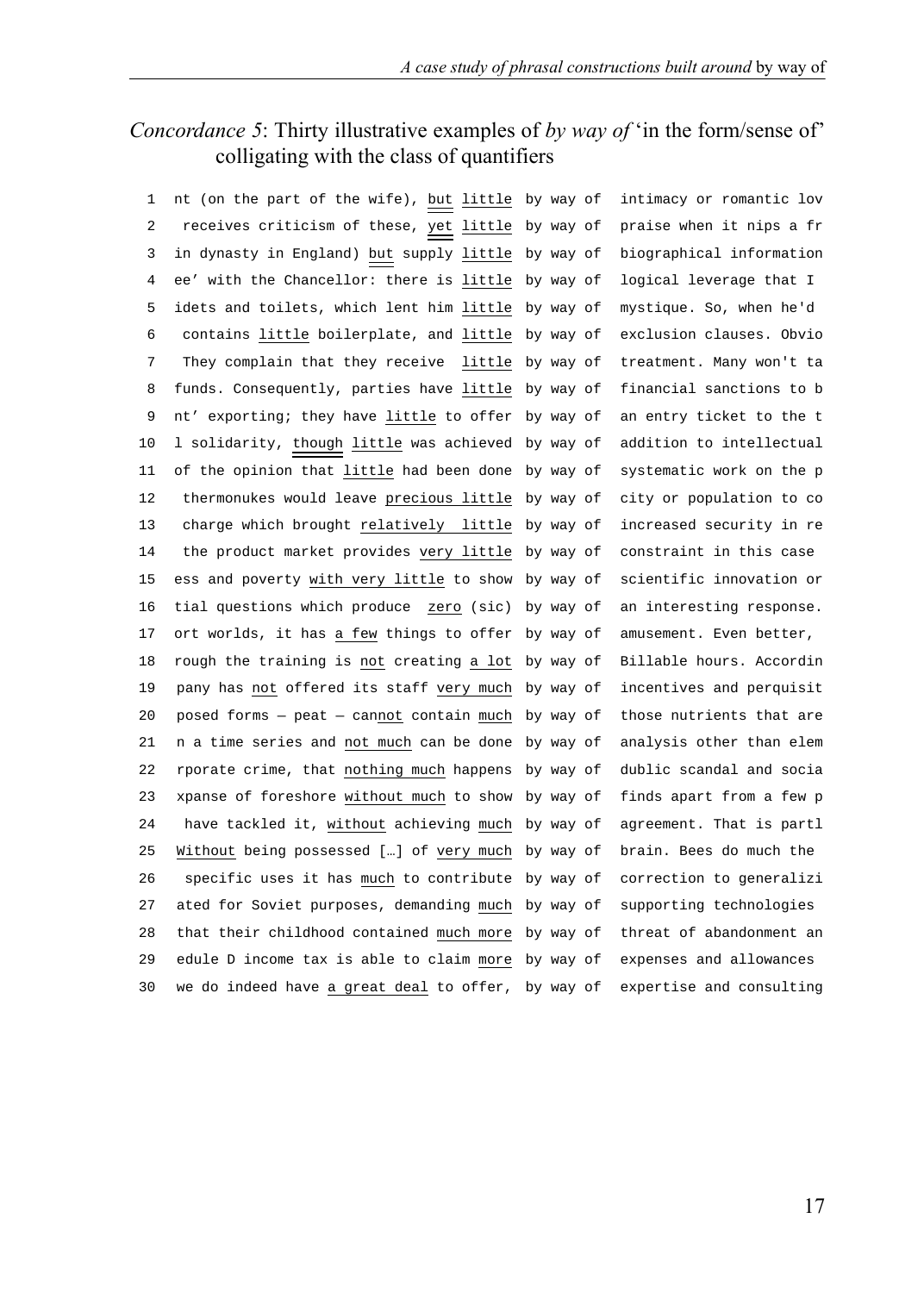*Concordance 5*: Thirty illustrative examples of *by way of* 'in the form/sense of' colligating with the class of quantifiers

```
 1  nt (on the part of the wife), but little  by way of  intimacy or romantic lov
 2   receives criticism of these, yet little  by way of  praise when it nips a fr
 3  in dynasty in England) but supply little  by way of  biographical information
 4  ee' with the Chancellor: there is little  by way of  logical leverage that I
 5  idets and toilets, which lent him little  by way of  mystique. So, when he'd
 6   contains little boilerplate, and little  by way of  exclusion clauses. Obvio
 7   They complain that they receive  little  by way of  treatment. Many won't ta
 8  funds. Consequently, parties have little  by way of  financial sanctions to b
 9  nt' exporting; they have little to offer  by way of  an entry ticket to the t
10  l solidarity, though little was achieved  by way of  addition to intellectual
11  of the opinion that little had been done  by way of  systematic work on the p
12   thermonukes would leave precious little  by way of  city or population to co
13   charge which brought relatively  little  by way of  increased security in re
14   the product market provides very little  by way of  constraint in this case
15  ess and poverty with very little to show  by way of  scientific innovation or
16  tial questions which produce  zero (sic)  by way of  an interesting response.
17  ort worlds, it has a few things to offer  by way of  amusement. Even better,
18  rough the training is not creating a lot  by way of  Billable hours. Accordin
19   pany has not offered its staff very much  by way of  incentives and perquisit
20   posed forms — peat — cannot contain much  by way of  those nutrients that are
21   n a time series and not much can be done  by way of  analysis other than elem
22   rporate crime, that nothing much happens  by way of  dublic scandal and socia
23   xpanse of foreshore without much to show  by way of  finds apart from a few p
24    have tackled it, without achieving much  by way of  agreement. That is partl
25   Without being possessed […] of very much  by way of  brain. Bees do much the
26    specific uses it has much to contribute  by way of  correction to generalizi
27   ated for Soviet purposes, demanding much  by way of  supporting technologies
28   that their childhood contained much more  by way of  threat of abandonment an
29   edule D income tax is able to claim more  by way of  expenses and allowances
30   we do indeed have a great deal to offer,  by way of  expertise and consulting
```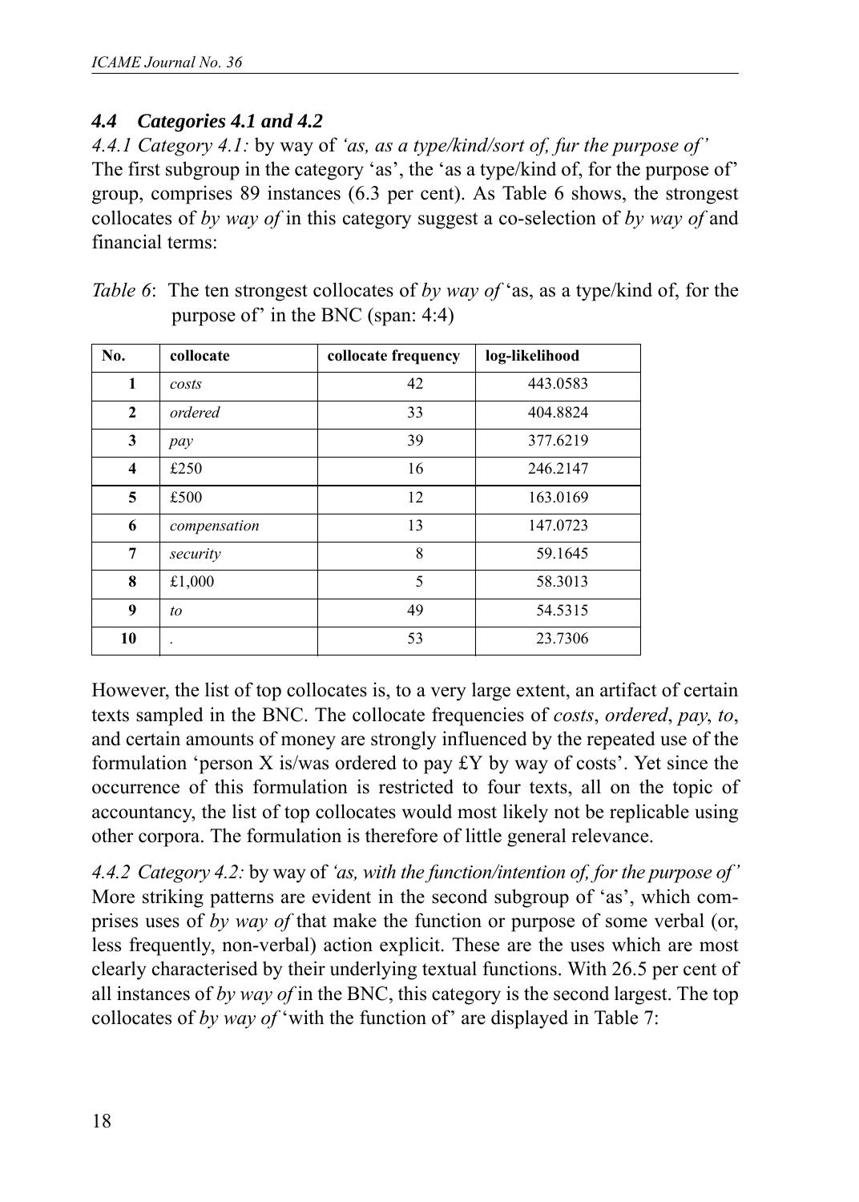### *4.4 Categories 4.1 and 4.2*

*4.4.1 Category 4.1:* by way of *'as, as a type/kind/sort of, fur the purpose of'*
The first subgroup in the category 'as', the 'as a type/kind of, for the purpose of' group, comprises 89 instances (6.3 per cent). As Table 6 shows, the strongest collocates of *by way of* in this category suggest a co-selection of *by way of* and financial terms:

*Table 6*: The ten strongest collocates of *by way of* 'as, as a type/kind of, for the purpose of' in the BNC (span: 4:4)

| No. | collocate | collocate frequency | log-likelihood |
|---|---|---|---|
| 1 | *costs* | 42 | 443.0583 |
| 2 | *ordered* | 33 | 404.8824 |
| 3 | *pay* | 39 | 377.6219 |
| 4 | £250 | 16 | 246.2147 |
| 5 | £500 | 12 | 163.0169 |
| 6 | *compensation* | 13 | 147.0723 |
| 7 | *security* | 8 | 59.1645 |
| 8 | £1,000 | 5 | 58.3013 |
| 9 | *to* | 49 | 54.5315 |
| 10 | . | 53 | 23.7306 |

However, the list of top collocates is, to a very large extent, an artifact of certain texts sampled in the BNC. The collocate frequencies of *costs*, *ordered*, *pay*, *to*, and certain amounts of money are strongly influenced by the repeated use of the formulation 'person X is/was ordered to pay £Y by way of costs'. Yet since the occurrence of this formulation is restricted to four texts, all on the topic of accountancy, the list of top collocates would most likely not be replicable using other corpora. The formulation is therefore of little general relevance.

*4.4.2 Category 4.2:* by way of *'as, with the function/intention of, for the purpose of'*
More striking patterns are evident in the second subgroup of 'as', which comprises uses of *by way of* that make the function or purpose of some verbal (or, less frequently, non-verbal) action explicit. These are the uses which are most clearly characterised by their underlying textual functions. With 26.5 per cent of all instances of *by way of* in the BNC, this category is the second largest. The top collocates of *by way of* 'with the function of' are displayed in Table 7: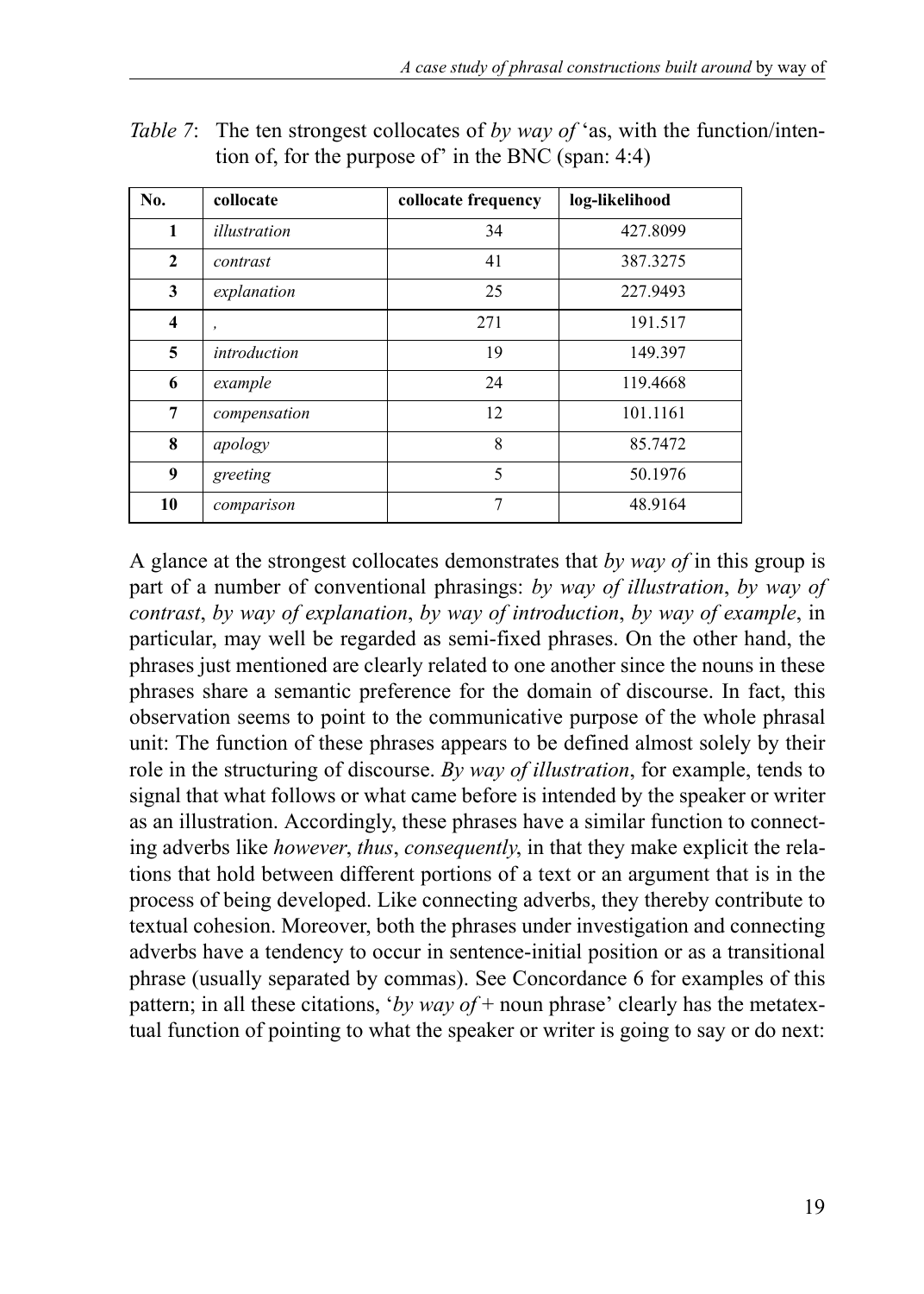*Table 7*: The ten strongest collocates of *by way of* 'as, with the function/intention of, for the purpose of' in the BNC (span: 4:4)

| No. | collocate | collocate frequency | log-likelihood |
|---|---|---|---|
| 1 | *illustration* | 34 | 427.8099 |
| 2 | *contrast* | 41 | 387.3275 |
| 3 | *explanation* | 25 | 227.9493 |
| 4 | , | 271 | 191.517 |
| 5 | *introduction* | 19 | 149.397 |
| 6 | *example* | 24 | 119.4668 |
| 7 | *compensation* | 12 | 101.1161 |
| 8 | *apology* | 8 | 85.7472 |
| 9 | *greeting* | 5 | 50.1976 |
| 10 | *comparison* | 7 | 48.9164 |

A glance at the strongest collocates demonstrates that *by way of* in this group is part of a number of conventional phrasings: *by way of illustration*, *by way of contrast*, *by way of explanation*, *by way of introduction*, *by way of example*, in particular, may well be regarded as semi-fixed phrases. On the other hand, the phrases just mentioned are clearly related to one another since the nouns in these phrases share a semantic preference for the domain of discourse. In fact, this observation seems to point to the communicative purpose of the whole phrasal unit: The function of these phrases appears to be defined almost solely by their role in the structuring of discourse. *By way of illustration*, for example, tends to signal that what follows or what came before is intended by the speaker or writer as an illustration. Accordingly, these phrases have a similar function to connecting adverbs like *however*, *thus*, *consequently*, in that they make explicit the relations that hold between different portions of a text or an argument that is in the process of being developed. Like connecting adverbs, they thereby contribute to textual cohesion. Moreover, both the phrases under investigation and connecting adverbs have a tendency to occur in sentence-initial position or as a transitional phrase (usually separated by commas). See Concordance 6 for examples of this pattern; in all these citations, '*by way of* + noun phrase' clearly has the metatextual function of pointing to what the speaker or writer is going to say or do next: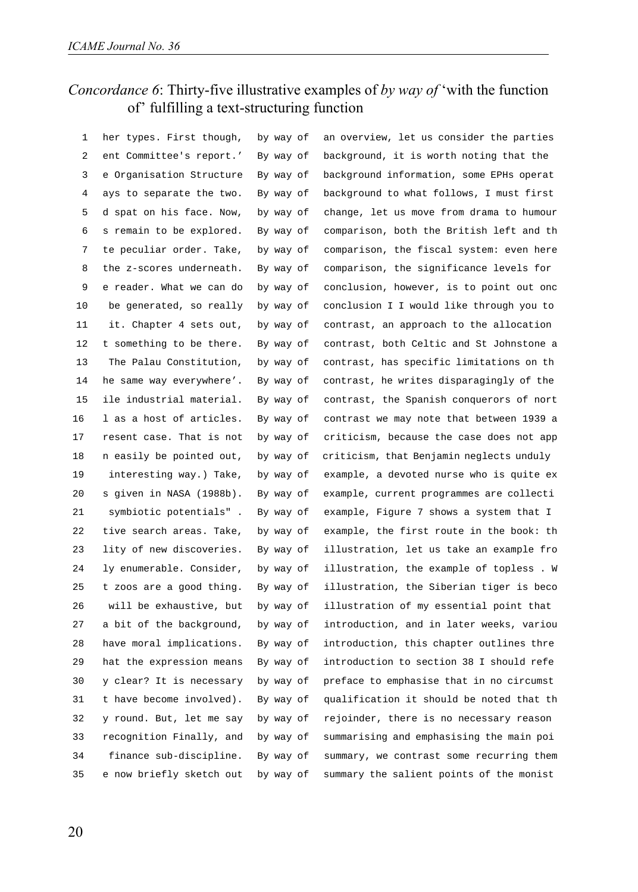*Concordance 6*: Thirty-five illustrative examples of *by way of* 'with the function of' fulfilling a text-structuring function

| | | | |
|---|---|---|---|
| 1 | her types. First though, | by way of | an overview, let us consider the parties |
| 2 | ent Committee's report.' | By way of | background, it is worth noting that the |
| 3 | e Organisation Structure | By way of | background information, some EPHs operat |
| 4 | ays to separate the two. | By way of | background to what follows, I must first |
| 5 | d spat on his face. Now, | by way of | change, let us move from drama to humour |
| 6 | s remain to be explored. | By way of | comparison, both the British left and th |
| 7 | te peculiar order. Take, | by way of | comparison, the fiscal system: even here |
| 8 | the z-scores underneath. | By way of | comparison, the significance levels for |
| 9 | e reader. What we can do | by way of | conclusion, however, is to point out onc |
| 10 | be generated, so really | by way of | conclusion I I would like through you to |
| 11 | it. Chapter 4 sets out, | by way of | contrast, an approach to the allocation |
| 12 | t something to be there. | By way of | contrast, both Celtic and St Johnstone a |
| 13 | The Palau Constitution, | by way of | contrast, has specific limitations on th |
| 14 | he same way everywhere'. | By way of | contrast, he writes disparagingly of the |
| 15 | ile industrial material. | By way of | contrast, the Spanish conquerors of nort |
| 16 | l as a host of articles. | By way of | contrast we may note that between 1939 a |
| 17 | resent case. That is not | by way of | criticism, because the case does not app |
| 18 | n easily be pointed out, | by way of | criticism, that Benjamin neglects unduly |
| 19 | interesting way.) Take, | by way of | example, a devoted nurse who is quite ex |
| 20 | s given in NASA (1988b). | By way of | example, current programmes are collecti |
| 21 | symbiotic potentials" . | By way of | example, Figure 7 shows a system that I |
| 22 | tive search areas. Take, | by way of | example, the first route in the book: th |
| 23 | lity of new discoveries. | By way of | illustration, let us take an example fro |
| 24 | ly enumerable. Consider, | by way of | illustration, the example of topless . W |
| 25 | t zoos are a good thing. | By way of | illustration, the Siberian tiger is beco |
| 26 | will be exhaustive, but | by way of | illustration of my essential point that |
| 27 | a bit of the background, | by way of | introduction, and in later weeks, variou |
| 28 | have moral implications. | By way of | introduction, this chapter outlines thre |
| 29 | hat the expression means | By way of | introduction to section 38 I should refe |
| 30 | y clear? It is necessary | by way of | preface to emphasise that in no circumst |
| 31 | t have become involved). | By way of | qualification it should be noted that th |
| 32 | y round. But, let me say | by way of | rejoinder, there is no necessary reason |
| 33 | recognition Finally, and | by way of | summarising and emphasising the main poi |
| 34 | finance sub-discipline. | By way of | summary, we contrast some recurring them |
| 35 | e now briefly sketch out | by way of | summary the salient points of the monist |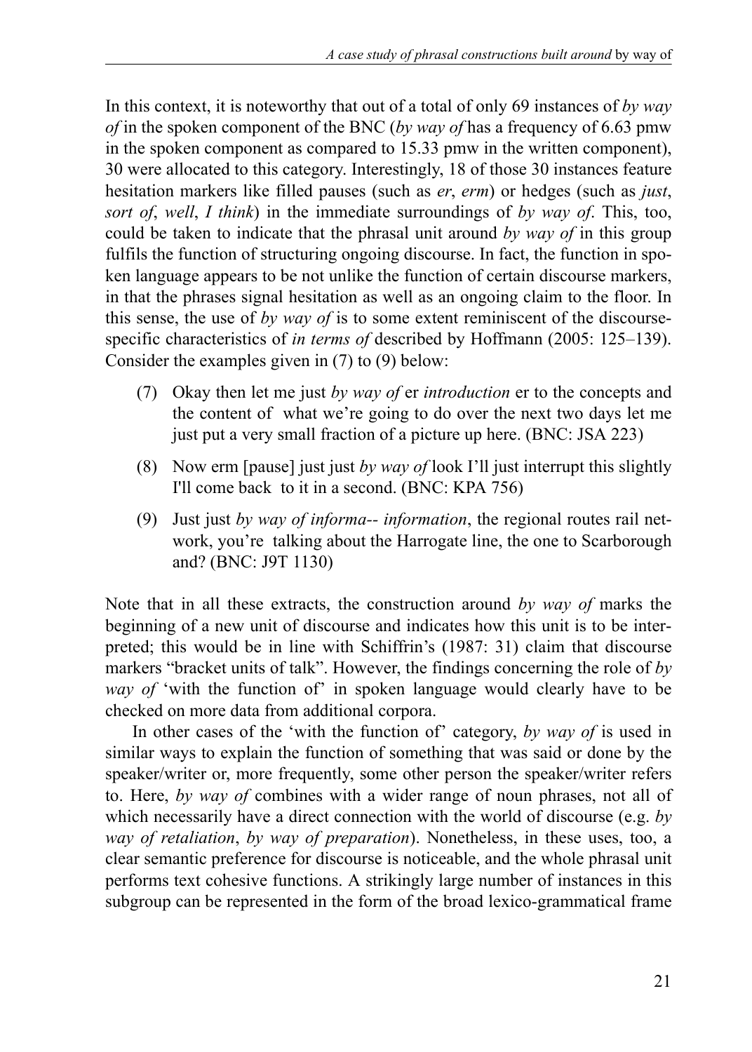In this context, it is noteworthy that out of a total of only 69 instances of *by way of* in the spoken component of the BNC (*by way of* has a frequency of 6.63 pmw in the spoken component as compared to 15.33 pmw in the written component), 30 were allocated to this category. Interestingly, 18 of those 30 instances feature hesitation markers like filled pauses (such as *er*, *erm*) or hedges (such as *just*, *sort of*, *well*, *I think*) in the immediate surroundings of *by way of*. This, too, could be taken to indicate that the phrasal unit around *by way of* in this group fulfils the function of structuring ongoing discourse. In fact, the function in spoken language appears to be not unlike the function of certain discourse markers, in that the phrases signal hesitation as well as an ongoing claim to the floor. In this sense, the use of *by way of* is to some extent reminiscent of the discourse-specific characteristics of *in terms of* described by Hoffmann (2005: 125–139). Consider the examples given in (7) to (9) below:

(7) Okay then let me just *by way of* er *introduction* er to the concepts and the content of what we're going to do over the next two days let me just put a very small fraction of a picture up here. (BNC: JSA 223)

(8) Now erm [pause] just just *by way of* look I'll just interrupt this slightly I'll come back to it in a second. (BNC: KPA 756)

(9) Just just *by way of informa-- information*, the regional routes rail network, you're talking about the Harrogate line, the one to Scarborough and? (BNC: J9T 1130)

Note that in all these extracts, the construction around *by way of* marks the beginning of a new unit of discourse and indicates how this unit is to be interpreted; this would be in line with Schiffrin's (1987: 31) claim that discourse markers "bracket units of talk". However, the findings concerning the role of *by way of* 'with the function of' in spoken language would clearly have to be checked on more data from additional corpora.

In other cases of the 'with the function of' category, *by way of* is used in similar ways to explain the function of something that was said or done by the speaker/writer or, more frequently, some other person the speaker/writer refers to. Here, *by way of* combines with a wider range of noun phrases, not all of which necessarily have a direct connection with the world of discourse (e.g. *by way of retaliation*, *by way of preparation*). Nonetheless, in these uses, too, a clear semantic preference for discourse is noticeable, and the whole phrasal unit performs text cohesive functions. A strikingly large number of instances in this subgroup can be represented in the form of the broad lexico-grammatical frame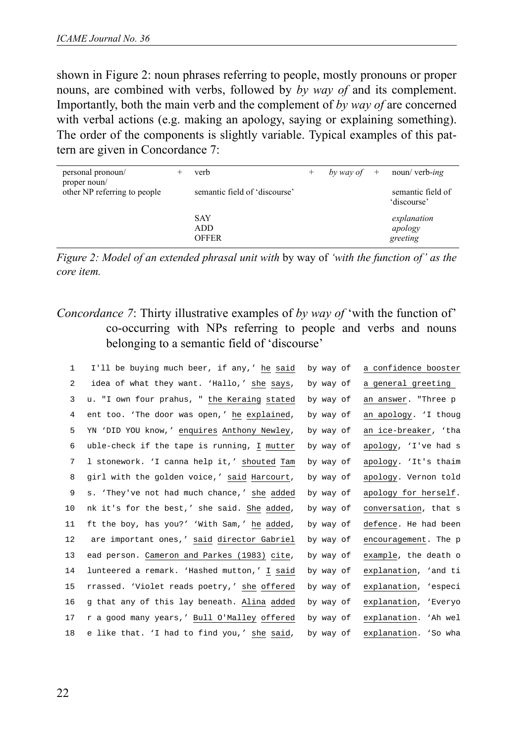shown in Figure 2: noun phrases referring to people, mostly pronouns or proper nouns, are combined with verbs, followed by *by way of* and its complement. Importantly, both the main verb and the complement of *by way of* are concerned with verbal actions (e.g. making an apology, saying or explaining something). The order of the components is slightly variable. Typical examples of this pattern are given in Concordance 7:

| personal pronoun/ proper noun/ other NP referring to people | + | verb | + | *by way of* | + | noun/ verb-*ing* |
|---|---|---|---|---|---|---|
| | | semantic field of 'discourse' | | | | semantic field of 'discourse' |
| | | SAY<br>ADD<br>OFFER | | | | *explanation*<br>*apology*<br>*greeting* |

*Figure 2: Model of an extended phrasal unit with* by way of *'with the function of' as the core item.*

*Concordance 7*: Thirty illustrative examples of *by way of* 'with the function of' co-occurring with NPs referring to people and verbs and nouns belonging to a semantic field of 'discourse'

```
 1   I'll be buying much beer, if any,' he said    by way of  a confidence booster
 2   idea of what they want. 'Hallo,' she says,    by way of  a general greeting
 3  u. "I own four prahus, " the Keraing stated    by way of  an answer. "Three p
 4  ent too. 'The door was open,' he explained,    by way of  an apology. 'I thoug
 5  YN 'DID YOU know,' enquires Anthony Newley,    by way of  an ice-breaker, 'tha
 6  uble-check if the tape is running, I mutter    by way of  apology, 'I've had s
 7  l stonework. 'I canna help it,' shouted Tam    by way of  apology. 'It's thaim
 8  girl with the golden voice,' said Harcourt,    by way of  apology. Vernon told
 9  s. 'They've not had much chance,' she added    by way of  apology for herself.
10  nk it's for the best,' she said. She added,    by way of  conversation, that s
11  ft the boy, has you?' 'With Sam,' he added,    by way of  defence. He had been
12   are important ones,' said director Gabriel    by way of  encouragement. The p
13  ead person. Cameron and Parkes (1983) cite,    by way of  example, the death o
14  lunteered a remark. 'Hashed mutton,' I said    by way of  explanation, 'and ti
15  rrassed. 'Violet reads poetry,' she offered    by way of  explanation, 'especi
16  g that any of this lay beneath. Alina added    by way of  explanation, 'Everyo
17  r a good many years,' Bull O'Malley offered    by way of  explanation. 'Ah wel
18  e like that. 'I had to find you,' she said,    by way of  explanation. 'So wha
```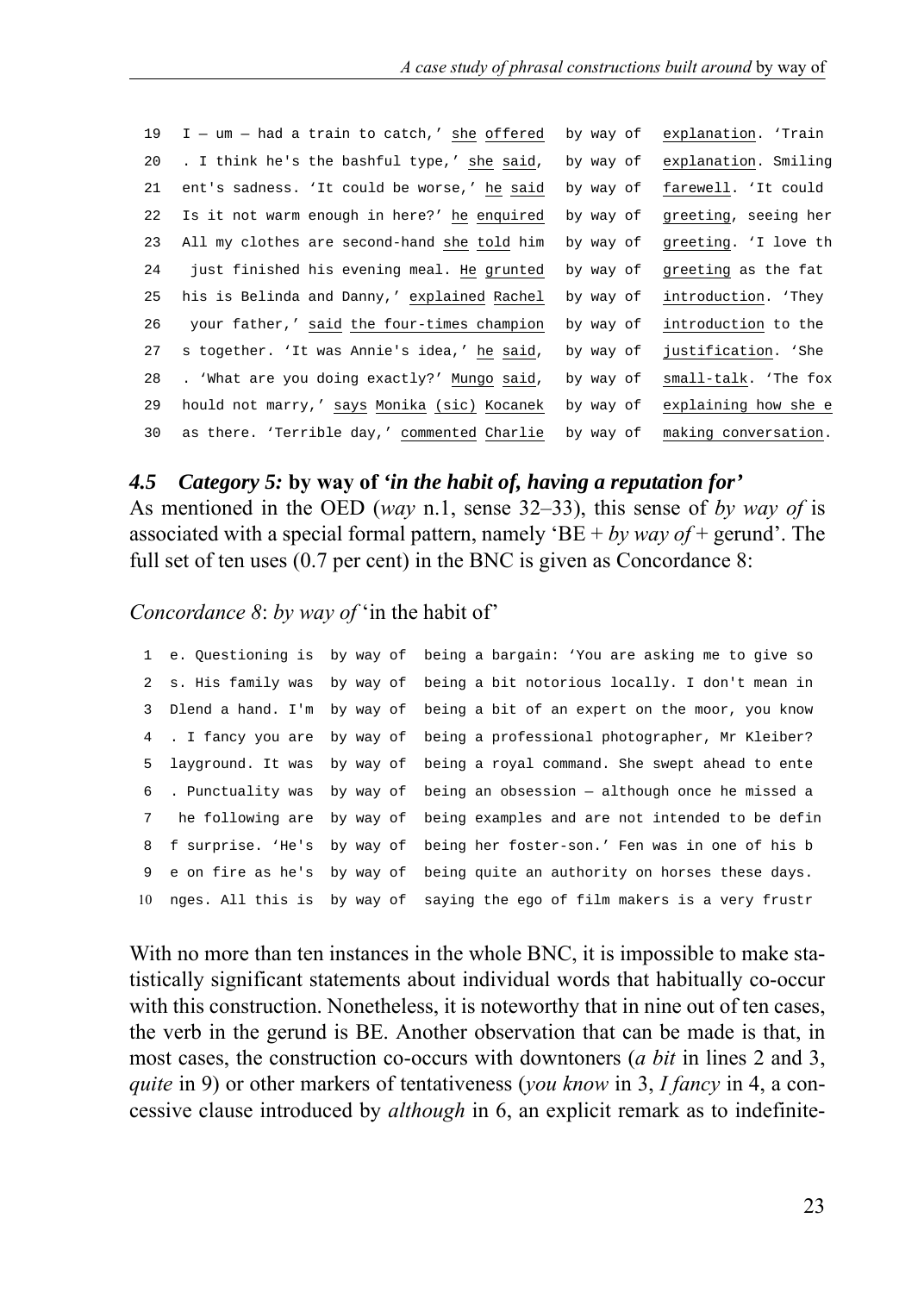```
19  I — um — had a train to catch,' she offered   by way of  explanation. 'Train
20  . I think he's the bashful type,' she said,   by way of  explanation. Smiling
21  ent's sadness. 'It could be worse,' he said   by way of  farewell. 'It could
22  Is it not warm enough in here?' he enquired   by way of  greeting, seeing her
23  All my clothes are second-hand she told him   by way of  greeting. 'I love th
24   just finished his evening meal. He grunted   by way of  greeting as the fat
25  his is Belinda and Danny,' explained Rachel   by way of  introduction. 'They
26   your father,' said the four-times champion   by way of  introduction to the
27  s together. 'It was Annie's idea,' he said,   by way of  justification. 'She
28  . 'What are you doing exactly?' Mungo said,   by way of  small-talk. 'The fox
29  hould not marry,' says Monika (sic) Kocanek   by way of  explaining how she e
30  as there. 'Terrible day,' commented Charlie   by way of  making conversation.
```

### 4.5 *Category 5:* by way of *'in the habit of, having a reputation for'*

As mentioned in the OED (*way* n.1, sense 32–33), this sense of *by way of* is associated with a special formal pattern, namely 'BE + *by way of* + gerund'. The full set of ten uses (0.7 per cent) in the BNC is given as Concordance 8:

*Concordance 8*: *by way of* 'in the habit of'

```
 1  e. Questioning is  by way of  being a bargain: 'You are asking me to give so
 2  s. His family was  by way of  being a bit notorious locally. I don't mean in
 3  Dlend a hand. I'm  by way of  being a bit of an expert on the moor, you know
 4  . I fancy you are  by way of  being a professional photographer, Mr Kleiber?
 5  layground. It was  by way of  being a royal command. She swept ahead to ente
 6  . Punctuality was  by way of  being an obsession — although once he missed a
 7   he following are  by way of  being examples and are not intended to be defin
 8  f surprise. 'He's  by way of  being her foster-son.' Fen was in one of his b
 9  e on fire as he's  by way of  being quite an authority on horses these days.
10  nges. All this is  by way of  saying the ego of film makers is a very frustr
```

With no more than ten instances in the whole BNC, it is impossible to make statistically significant statements about individual words that habitually co-occur with this construction. Nonetheless, it is noteworthy that in nine out of ten cases, the verb in the gerund is BE. Another observation that can be made is that, in most cases, the construction co-occurs with downtoners (*a bit* in lines 2 and 3, *quite* in 9) or other markers of tentativeness (*you know* in 3, *I fancy* in 4, a concessive clause introduced by *although* in 6, an explicit remark as to indefinite-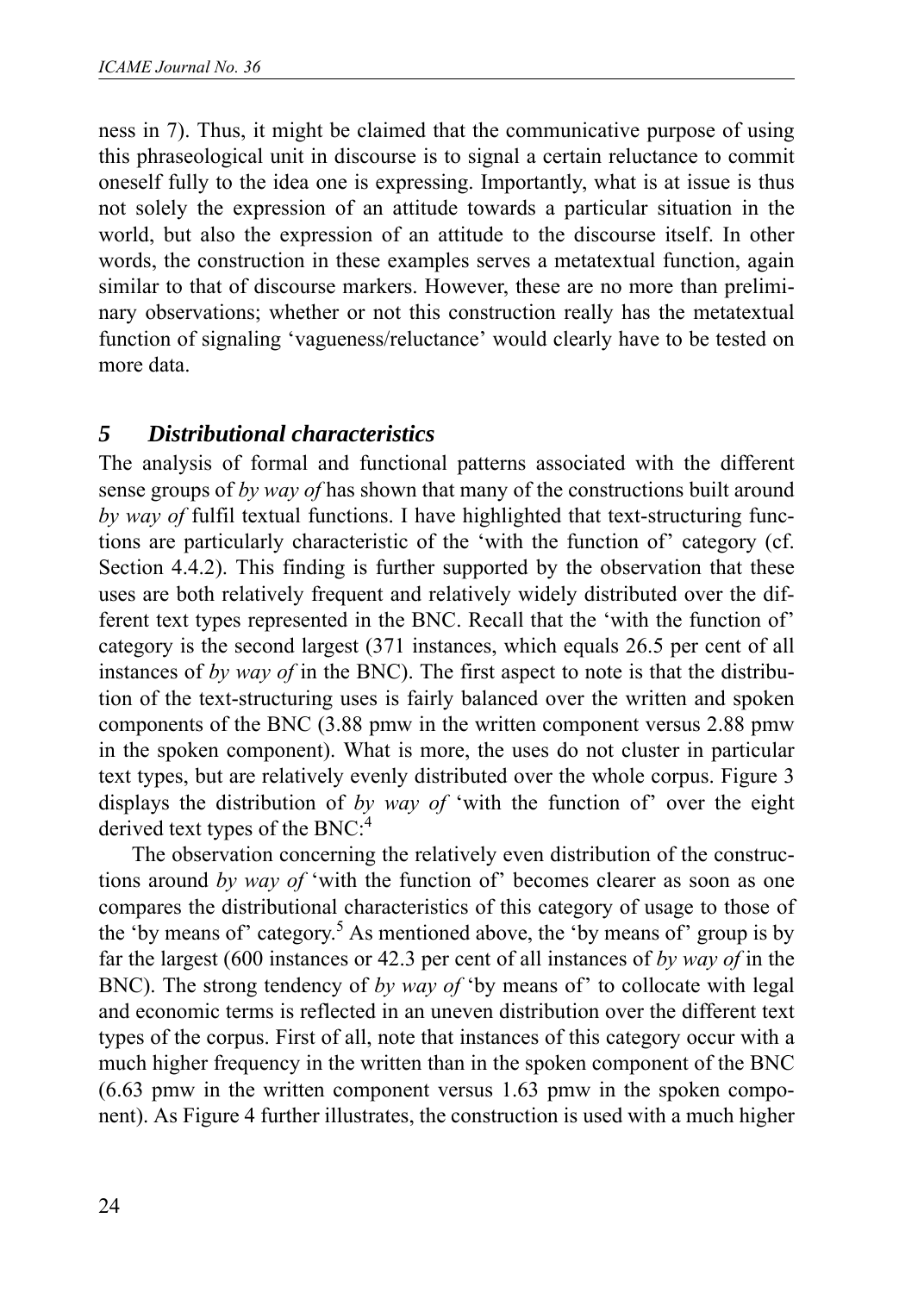ness in 7). Thus, it might be claimed that the communicative purpose of using this phraseological unit in discourse is to signal a certain reluctance to commit oneself fully to the idea one is expressing. Importantly, what is at issue is thus not solely the expression of an attitude towards a particular situation in the world, but also the expression of an attitude to the discourse itself. In other words, the construction in these examples serves a metatextual function, again similar to that of discourse markers. However, these are no more than preliminary observations; whether or not this construction really has the metatextual function of signaling 'vagueness/reluctance' would clearly have to be tested on more data.

## *5 Distributional characteristics*

The analysis of formal and functional patterns associated with the different sense groups of *by way of* has shown that many of the constructions built around *by way of* fulfil textual functions. I have highlighted that text-structuring functions are particularly characteristic of the 'with the function of' category (cf. Section 4.4.2). This finding is further supported by the observation that these uses are both relatively frequent and relatively widely distributed over the different text types represented in the BNC. Recall that the 'with the function of' category is the second largest (371 instances, which equals 26.5 per cent of all instances of *by way of* in the BNC). The first aspect to note is that the distribution of the text-structuring uses is fairly balanced over the written and spoken components of the BNC (3.88 pmw in the written component versus 2.88 pmw in the spoken component). What is more, the uses do not cluster in particular text types, but are relatively evenly distributed over the whole corpus. Figure 3 displays the distribution of *by way of* 'with the function of' over the eight derived text types of the BNC:[4]

The observation concerning the relatively even distribution of the constructions around *by way of* 'with the function of' becomes clearer as soon as one compares the distributional characteristics of this category of usage to those of the 'by means of' category.[5] As mentioned above, the 'by means of' group is by far the largest (600 instances or 42.3 per cent of all instances of *by way of* in the BNC). The strong tendency of *by way of* 'by means of' to collocate with legal and economic terms is reflected in an uneven distribution over the different text types of the corpus. First of all, note that instances of this category occur with a much higher frequency in the written than in the spoken component of the BNC (6.63 pmw in the written component versus 1.63 pmw in the spoken component). As Figure 4 further illustrates, the construction is used with a much higher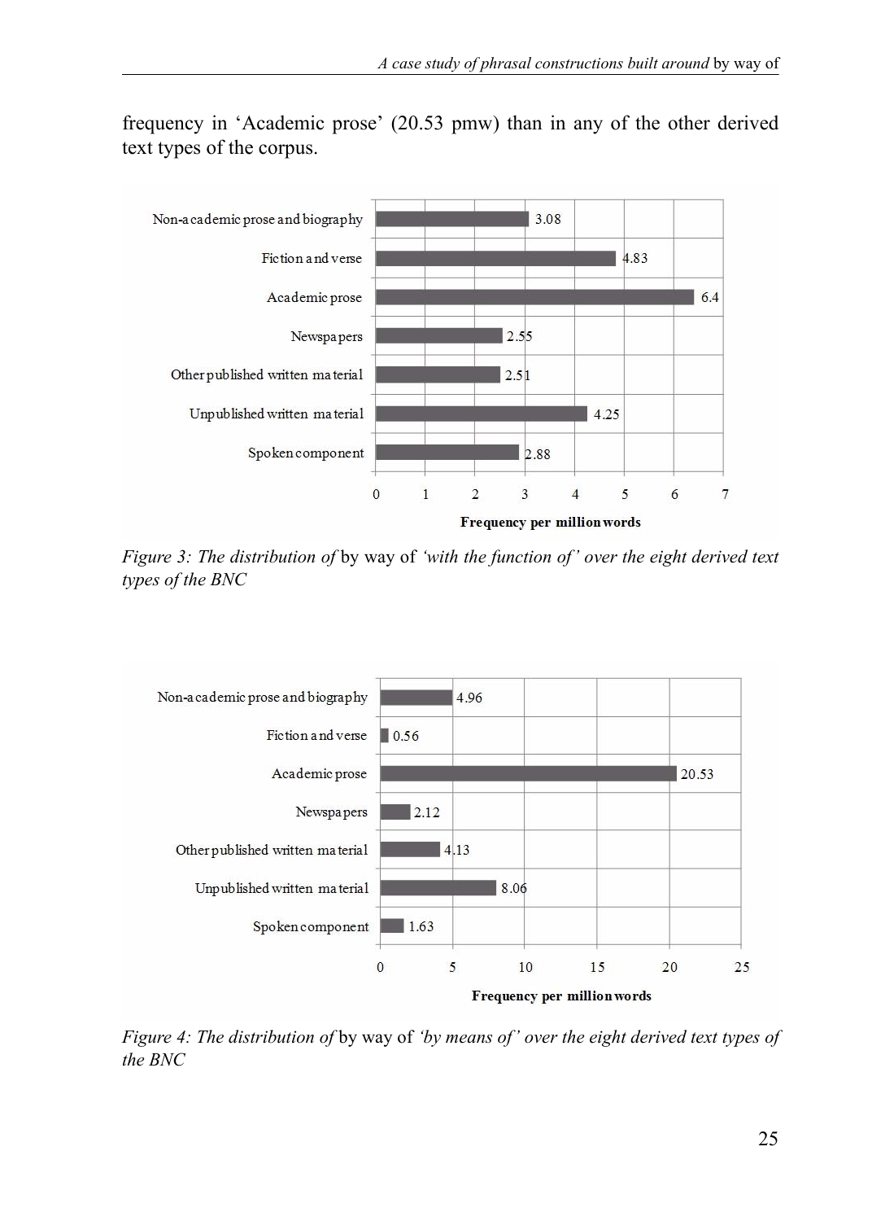frequency in 'Academic prose' (20.53 pmw) than in any of the other derived text types of the corpus.

| Text type | Frequency per million words |
|---|---|
| Non-academic prose and biography | 3.08 |
| Fiction and verse | 4.83 |
| Academic prose | 6.4 |
| Newspapers | 2.55 |
| Other published written material | 2.51 |
| Unpublished written material | 4.25 |
| Spoken component | 2.88 |

*Figure 3: The distribution of* by way of *'with the function of' over the eight derived text types of the BNC*

| Text type | Frequency per million words |
|---|---|
| Non-academic prose and biography | 4.96 |
| Fiction and verse | 0.56 |
| Academic prose | 20.53 |
| Newspapers | 2.12 |
| Other published written material | 4.13 |
| Unpublished written material | 8.06 |
| Spoken component | 1.63 |

*Figure 4: The distribution of* by way of *'by means of' over the eight derived text types of the BNC*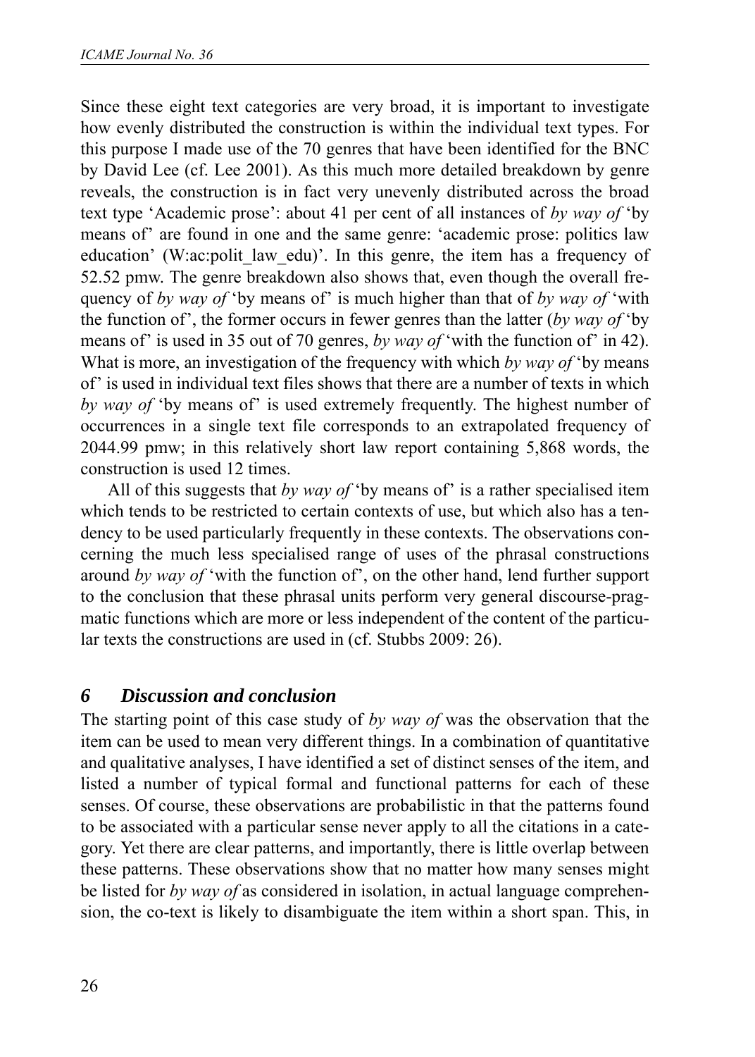Since these eight text categories are very broad, it is important to investigate how evenly distributed the construction is within the individual text types. For this purpose I made use of the 70 genres that have been identified for the BNC by David Lee (cf. Lee 2001). As this much more detailed breakdown by genre reveals, the construction is in fact very unevenly distributed across the broad text type 'Academic prose': about 41 per cent of all instances of *by way of* 'by means of' are found in one and the same genre: 'academic prose: politics law education' (W:ac:polit_law_edu)'. In this genre, the item has a frequency of 52.52 pmw. The genre breakdown also shows that, even though the overall frequency of *by way of* 'by means of' is much higher than that of *by way of* 'with the function of', the former occurs in fewer genres than the latter (*by way of* 'by means of' is used in 35 out of 70 genres, *by way of* 'with the function of' in 42). What is more, an investigation of the frequency with which *by way of* 'by means of' is used in individual text files shows that there are a number of texts in which *by way of* 'by means of' is used extremely frequently. The highest number of occurrences in a single text file corresponds to an extrapolated frequency of 2044.99 pmw; in this relatively short law report containing 5,868 words, the construction is used 12 times.

All of this suggests that *by way of* 'by means of' is a rather specialised item which tends to be restricted to certain contexts of use, but which also has a tendency to be used particularly frequently in these contexts. The observations concerning the much less specialised range of uses of the phrasal constructions around *by way of* 'with the function of', on the other hand, lend further support to the conclusion that these phrasal units perform very general discourse-pragmatic functions which are more or less independent of the content of the particular texts the constructions are used in (cf. Stubbs 2009: 26).

## 6 Discussion and conclusion

The starting point of this case study of *by way of* was the observation that the item can be used to mean very different things. In a combination of quantitative and qualitative analyses, I have identified a set of distinct senses of the item, and listed a number of typical formal and functional patterns for each of these senses. Of course, these observations are probabilistic in that the patterns found to be associated with a particular sense never apply to all the citations in a category. Yet there are clear patterns, and importantly, there is little overlap between these patterns. These observations show that no matter how many senses might be listed for *by way of* as considered in isolation, in actual language comprehension, the co-text is likely to disambiguate the item within a short span. This, in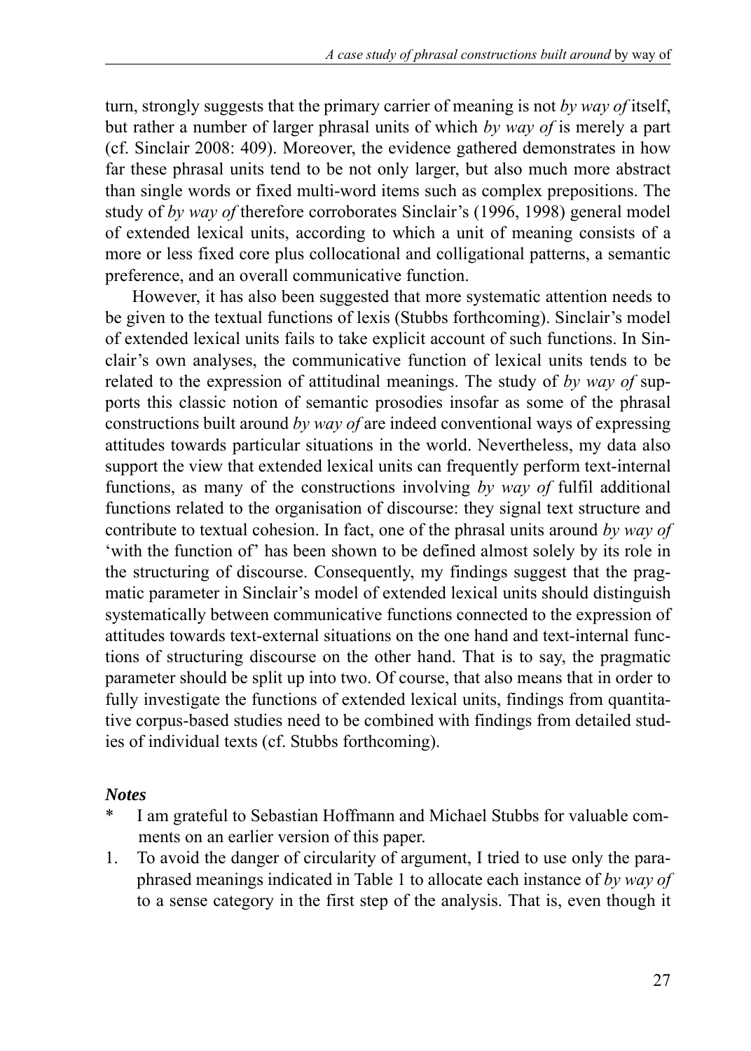turn, strongly suggests that the primary carrier of meaning is not *by way of* itself, but rather a number of larger phrasal units of which *by way of* is merely a part (cf. Sinclair 2008: 409). Moreover, the evidence gathered demonstrates in how far these phrasal units tend to be not only larger, but also much more abstract than single words or fixed multi-word items such as complex prepositions. The study of *by way of* therefore corroborates Sinclair's (1996, 1998) general model of extended lexical units, according to which a unit of meaning consists of a more or less fixed core plus collocational and colligational patterns, a semantic preference, and an overall communicative function.

However, it has also been suggested that more systematic attention needs to be given to the textual functions of lexis (Stubbs forthcoming). Sinclair's model of extended lexical units fails to take explicit account of such functions. In Sinclair's own analyses, the communicative function of lexical units tends to be related to the expression of attitudinal meanings. The study of *by way of* supports this classic notion of semantic prosodies insofar as some of the phrasal constructions built around *by way of* are indeed conventional ways of expressing attitudes towards particular situations in the world. Nevertheless, my data also support the view that extended lexical units can frequently perform text-internal functions, as many of the constructions involving *by way of* fulfil additional functions related to the organisation of discourse: they signal text structure and contribute to textual cohesion. In fact, one of the phrasal units around *by way of* 'with the function of' has been shown to be defined almost solely by its role in the structuring of discourse. Consequently, my findings suggest that the pragmatic parameter in Sinclair's model of extended lexical units should distinguish systematically between communicative functions connected to the expression of attitudes towards text-external situations on the one hand and text-internal functions of structuring discourse on the other hand. That is to say, the pragmatic parameter should be split up into two. Of course, that also means that in order to fully investigate the functions of extended lexical units, findings from quantitative corpus-based studies need to be combined with findings from detailed studies of individual texts (cf. Stubbs forthcoming).

### *Notes*

\* I am grateful to Sebastian Hoffmann and Michael Stubbs for valuable comments on an earlier version of this paper.

1. To avoid the danger of circularity of argument, I tried to use only the paraphrased meanings indicated in Table 1 to allocate each instance of *by way of* to a sense category in the first step of the analysis. That is, even though it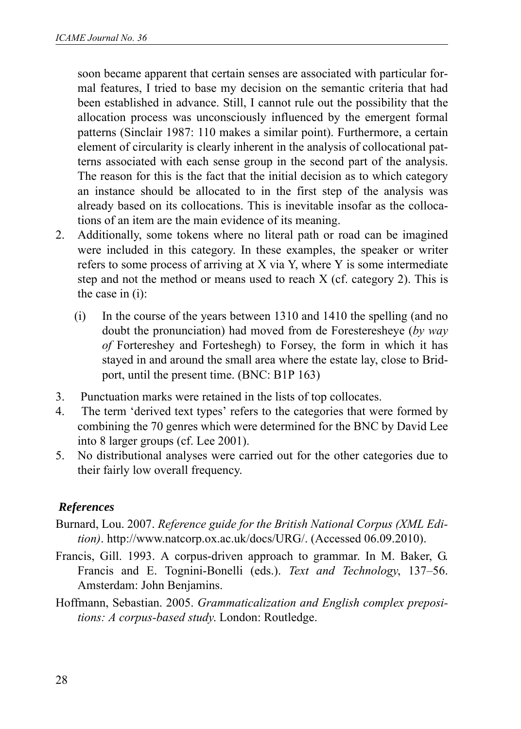soon became apparent that certain senses are associated with particular formal features, I tried to base my decision on the semantic criteria that had been established in advance. Still, I cannot rule out the possibility that the allocation process was unconsciously influenced by the emergent formal patterns (Sinclair 1987: 110 makes a similar point). Furthermore, a certain element of circularity is clearly inherent in the analysis of collocational patterns associated with each sense group in the second part of the analysis. The reason for this is the fact that the initial decision as to which category an instance should be allocated to in the first step of the analysis was already based on its collocations. This is inevitable insofar as the collocations of an item are the main evidence of its meaning.

2. Additionally, some tokens where no literal path or road can be imagined were included in this category. In these examples, the speaker or writer refers to some process of arriving at X via Y, where Y is some intermediate step and not the method or means used to reach X (cf. category 2). This is the case in (i):

   (i) In the course of the years between 1310 and 1410 the spelling (and no doubt the pronunciation) had moved from de Foresteresheye (*by way of* Fortereshey and Forteshegh) to Forsey, the form in which it has stayed in and around the small area where the estate lay, close to Bridport, until the present time. (BNC: B1P 163)

3. Punctuation marks were retained in the lists of top collocates.
4. The term 'derived text types' refers to the categories that were formed by combining the 70 genres which were determined for the BNC by David Lee into 8 larger groups (cf. Lee 2001).
5. No distributional analyses were carried out for the other categories due to their fairly low overall frequency.

## *References*

Burnard, Lou. 2007. *Reference guide for the British National Corpus (XML Edition)*. http://www.natcorp.ox.ac.uk/docs/URG/. (Accessed 06.09.2010).

Francis, Gill. 1993. A corpus-driven approach to grammar. In M. Baker, G. Francis and E. Tognini-Bonelli (eds.). *Text and Technology*, 137–56. Amsterdam: John Benjamins.

Hoffmann, Sebastian. 2005. *Grammaticalization and English complex prepositions: A corpus-based study*. London: Routledge.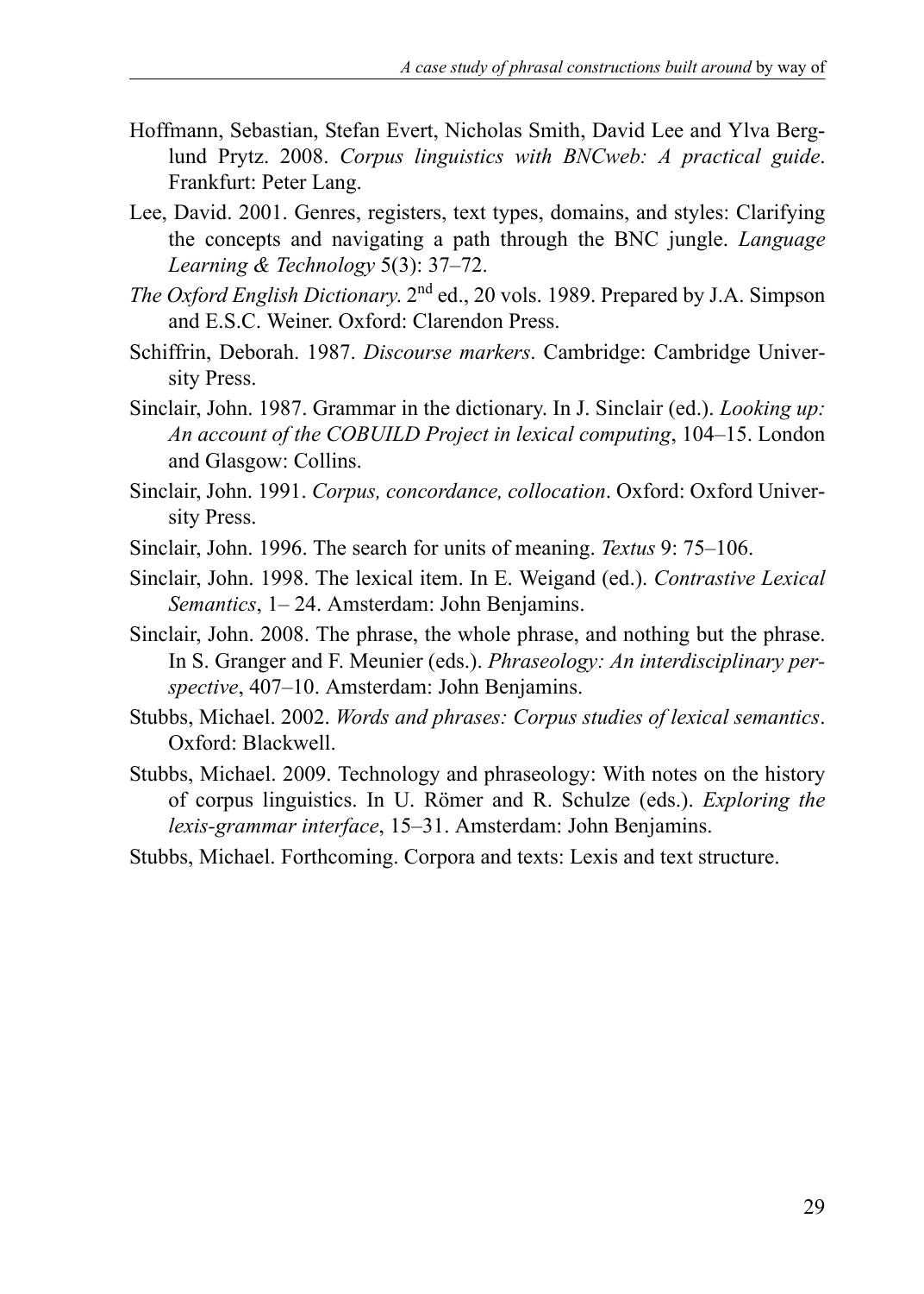Hoffmann, Sebastian, Stefan Evert, Nicholas Smith, David Lee and Ylva Berglund Prytz. 2008. *Corpus linguistics with BNCweb: A practical guide*. Frankfurt: Peter Lang.

Lee, David. 2001. Genres, registers, text types, domains, and styles: Clarifying the concepts and navigating a path through the BNC jungle. *Language Learning & Technology* 5(3): 37–72.

*The Oxford English Dictionary*. 2nd ed., 20 vols. 1989. Prepared by J.A. Simpson and E.S.C. Weiner. Oxford: Clarendon Press.

Schiffrin, Deborah. 1987. *Discourse markers*. Cambridge: Cambridge University Press.

Sinclair, John. 1987. Grammar in the dictionary. In J. Sinclair (ed.). *Looking up: An account of the COBUILD Project in lexical computing*, 104–15. London and Glasgow: Collins.

Sinclair, John. 1991. *Corpus, concordance, collocation*. Oxford: Oxford University Press.

Sinclair, John. 1996. The search for units of meaning. *Textus* 9: 75–106.

Sinclair, John. 1998. The lexical item. In E. Weigand (ed.). *Contrastive Lexical Semantics*, 1– 24. Amsterdam: John Benjamins.

Sinclair, John. 2008. The phrase, the whole phrase, and nothing but the phrase. In S. Granger and F. Meunier (eds.). *Phraseology: An interdisciplinary perspective*, 407–10. Amsterdam: John Benjamins.

Stubbs, Michael. 2002. *Words and phrases: Corpus studies of lexical semantics*. Oxford: Blackwell.

Stubbs, Michael. 2009. Technology and phraseology: With notes on the history of corpus linguistics. In U. Römer and R. Schulze (eds.). *Exploring the lexis-grammar interface*, 15–31. Amsterdam: John Benjamins.

Stubbs, Michael. Forthcoming. Corpora and texts: Lexis and text structure.